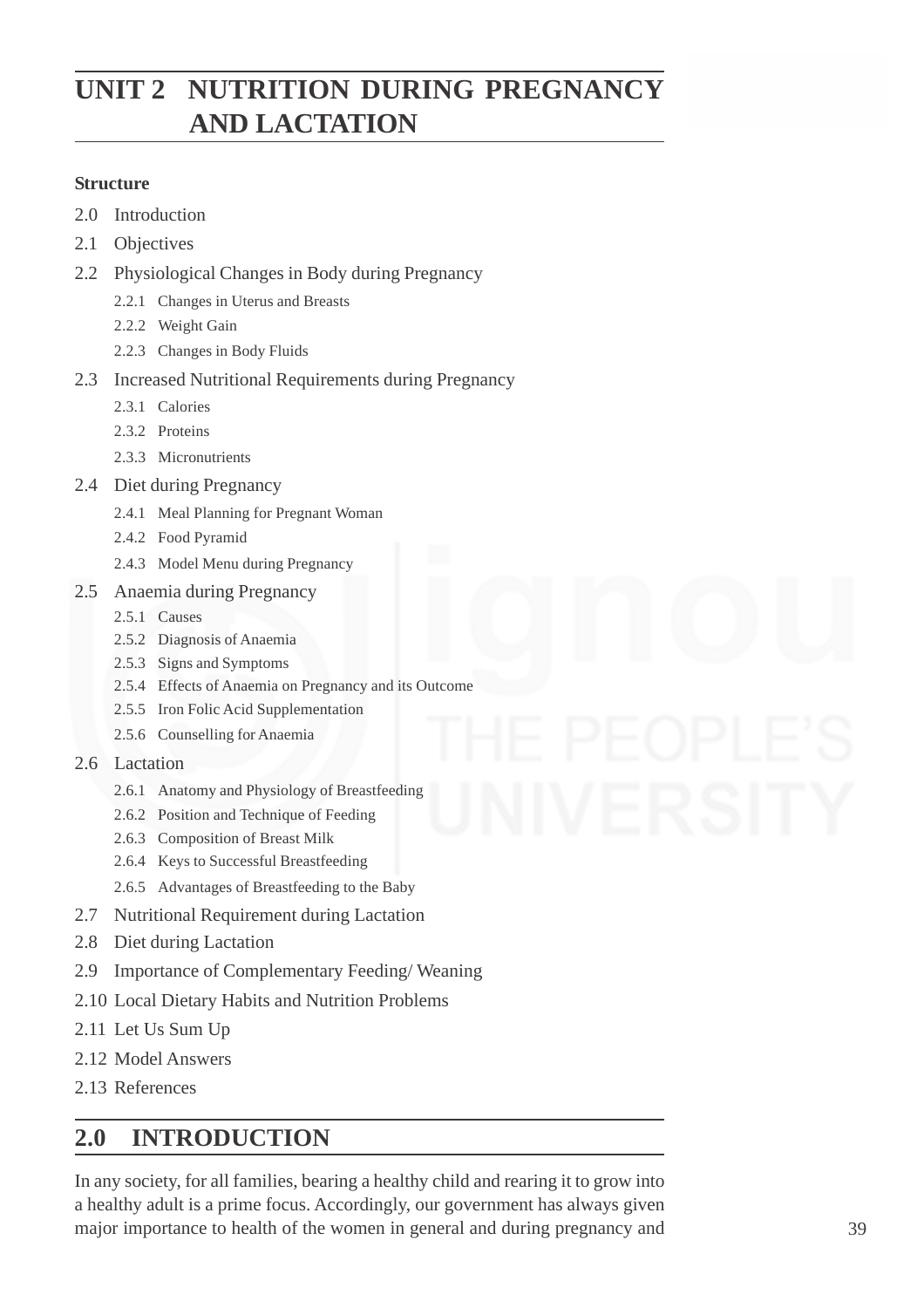# UNIT 2 NUTRITION DURING PREGNANCY AND LACTATION

**Structure**

2.0 Introduction

2.1 Objectives

2.2 Physiological Changes in Body during Pregnancy

- 2.2.1 Changes in Uterus and Breasts
- 2.2.2 Weight Gain
- 2.2.3 Changes in Body Fluids

2.3 Increased Nutritional Requirements during Pregnancy

- 2.3.1 Calories
- 2.3.2 Proteins
- 2.3.3 Micronutrients

2.4 Diet during Pregnancy

- 2.4.1 Meal Planning for Pregnant Woman
- 2.4.2 Food Pyramid
- 2.4.3 Model Menu during Pregnancy

2.5 Anaemia during Pregnancy

- 2.5.1 Causes
- 2.5.2 Diagnosis of Anaemia
- 2.5.3 Signs and Symptoms
- 2.5.4 Effects of Anaemia on Pregnancy and its Outcome
- 2.5.5 Iron Folic Acid Supplementation
- 2.5.6 Counselling for Anaemia

2.6 Lactation

- 2.6.1 Anatomy and Physiology of Breastfeeding
- 2.6.2 Position and Technique of Feeding
- 2.6.3 Composition of Breast Milk
- 2.6.4 Keys to Successful Breastfeeding
- 2.6.5 Advantages of Breastfeeding to the Baby

2.7 Nutritional Requirement during Lactation

2.8 Diet during Lactation

2.9 Importance of Complementary Feeding/ Weaning

2.10 Local Dietary Habits and Nutrition Problems

2.11 Let Us Sum Up

2.12 Model Answers

2.13 References

## 2.0 INTRODUCTION

In any society, for all families, bearing a healthy child and rearing it to grow into a healthy adult is a prime focus. Accordingly, our government has always given major importance to health of the women in general and during pregnancy and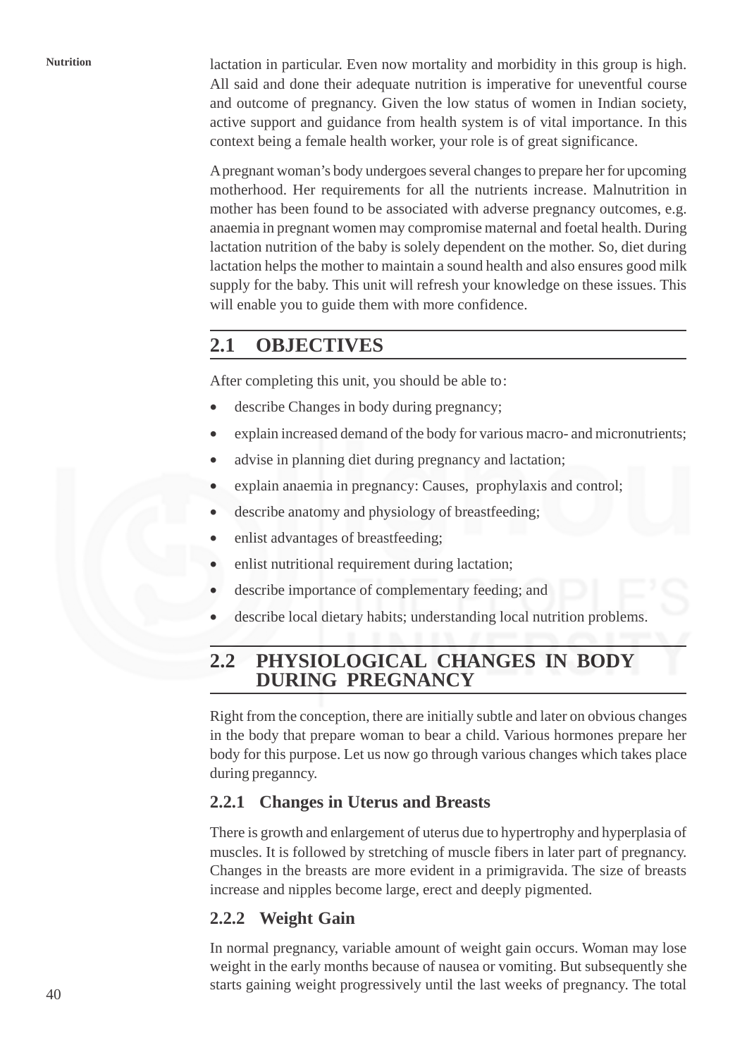lactation in particular. Even now mortality and morbidity in this group is high. All said and done their adequate nutrition is imperative for uneventful course and outcome of pregnancy. Given the low status of women in Indian society, active support and guidance from health system is of vital importance. In this context being a female health worker, your role is of great significance.

A pregnant woman's body undergoes several changes to prepare her for upcoming motherhood. Her requirements for all the nutrients increase. Malnutrition in mother has been found to be associated with adverse pregnancy outcomes, e.g. anaemia in pregnant women may compromise maternal and foetal health. During lactation nutrition of the baby is solely dependent on the mother. So, diet during lactation helps the mother to maintain a sound health and also ensures good milk supply for the baby. This unit will refresh your knowledge on these issues. This will enable you to guide them with more confidence.

## 2.1 OBJECTIVES

After completing this unit, you should be able to:

- describe Changes in body during pregnancy;
- explain increased demand of the body for various macro- and micronutrients;
- advise in planning diet during pregnancy and lactation;
- explain anaemia in pregnancy: Causes, prophylaxis and control;
- describe anatomy and physiology of breastfeeding;
- enlist advantages of breastfeeding;
- enlist nutritional requirement during lactation;
- describe importance of complementary feeding; and
- describe local dietary habits; understanding local nutrition problems.

## 2.2 PHYSIOLOGICAL CHANGES IN BODY DURING PREGNANCY

Right from the conception, there are initially subtle and later on obvious changes in the body that prepare woman to bear a child. Various hormones prepare her body for this purpose. Let us now go through various changes which takes place during preganncy.

### 2.2.1 Changes in Uterus and Breasts

There is growth and enlargement of uterus due to hypertrophy and hyperplasia of muscles. It is followed by stretching of muscle fibers in later part of pregnancy. Changes in the breasts are more evident in a primigravida. The size of breasts increase and nipples become large, erect and deeply pigmented.

### 2.2.2 Weight Gain

In normal pregnancy, variable amount of weight gain occurs. Woman may lose weight in the early months because of nausea or vomiting. But subsequently she starts gaining weight progressively until the last weeks of pregnancy. The total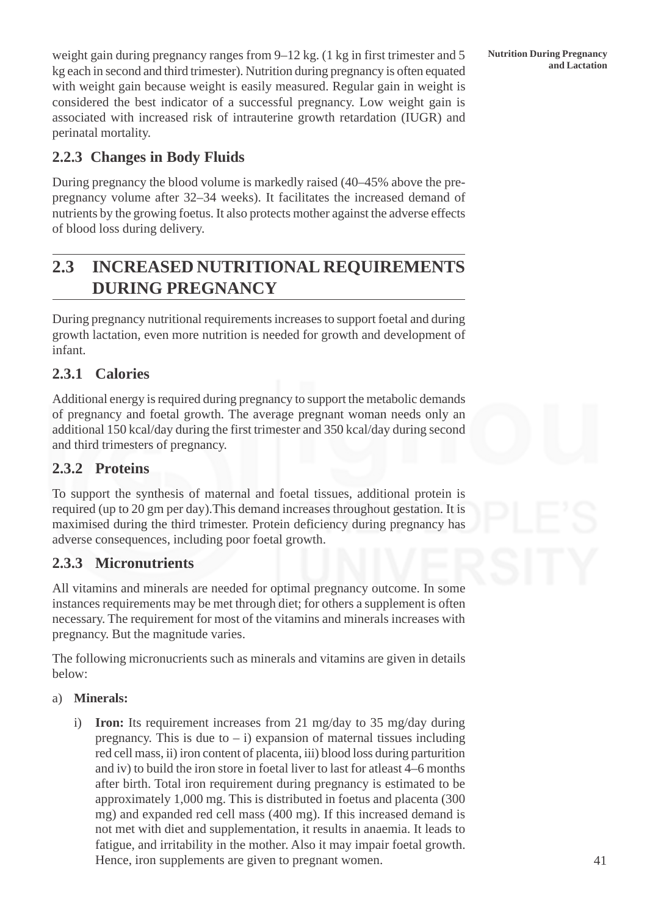weight gain during pregnancy ranges from 9–12 kg. (1 kg in first trimester and 5 kg each in second and third trimester). Nutrition during pregnancy is often equated with weight gain because weight is easily measured. Regular gain in weight is considered the best indicator of a successful pregnancy. Low weight gain is associated with increased risk of intrauterine growth retardation (IUGR) and perinatal mortality.

### 2.2.3 Changes in Body Fluids

During pregnancy the blood volume is markedly raised (40–45% above the pre-pregnancy volume after 32–34 weeks). It facilitates the increased demand of nutrients by the growing foetus. It also protects mother against the adverse effects of blood loss during delivery.

## 2.3 INCREASED NUTRITIONAL REQUIREMENTS DURING PREGNANCY

During pregnancy nutritional requirements increases to support foetal and during growth lactation, even more nutrition is needed for growth and development of infant.

### 2.3.1 Calories

Additional energy is required during pregnancy to support the metabolic demands of pregnancy and foetal growth. The average pregnant woman needs only an additional 150 kcal/day during the first trimester and 350 kcal/day during second and third trimesters of pregnancy.

### 2.3.2 Proteins

To support the synthesis of maternal and foetal tissues, additional protein is required (up to 20 gm per day).This demand increases throughout gestation. It is maximised during the third trimester. Protein deficiency during pregnancy has adverse consequences, including poor foetal growth.

### 2.3.3 Micronutrients

All vitamins and minerals are needed for optimal pregnancy outcome. In some instances requirements may be met through diet; for others a supplement is often necessary. The requirement for most of the vitamins and minerals increases with pregnancy. But the magnitude varies.

The following micronucrients such as minerals and vitamins are given in details below:

a) **Minerals:**

   i) **Iron:** Its requirement increases from 21 mg/day to 35 mg/day during pregnancy. This is due to – i) expansion of maternal tissues including red cell mass, ii) iron content of placenta, iii) blood loss during parturition and iv) to build the iron store in foetal liver to last for atleast 4–6 months after birth. Total iron requirement during pregnancy is estimated to be approximately 1,000 mg. This is distributed in foetus and placenta (300 mg) and expanded red cell mass (400 mg). If this increased demand is not met with diet and supplementation, it results in anaemia. It leads to fatigue, and irritability in the mother. Also it may impair foetal growth. Hence, iron supplements are given to pregnant women.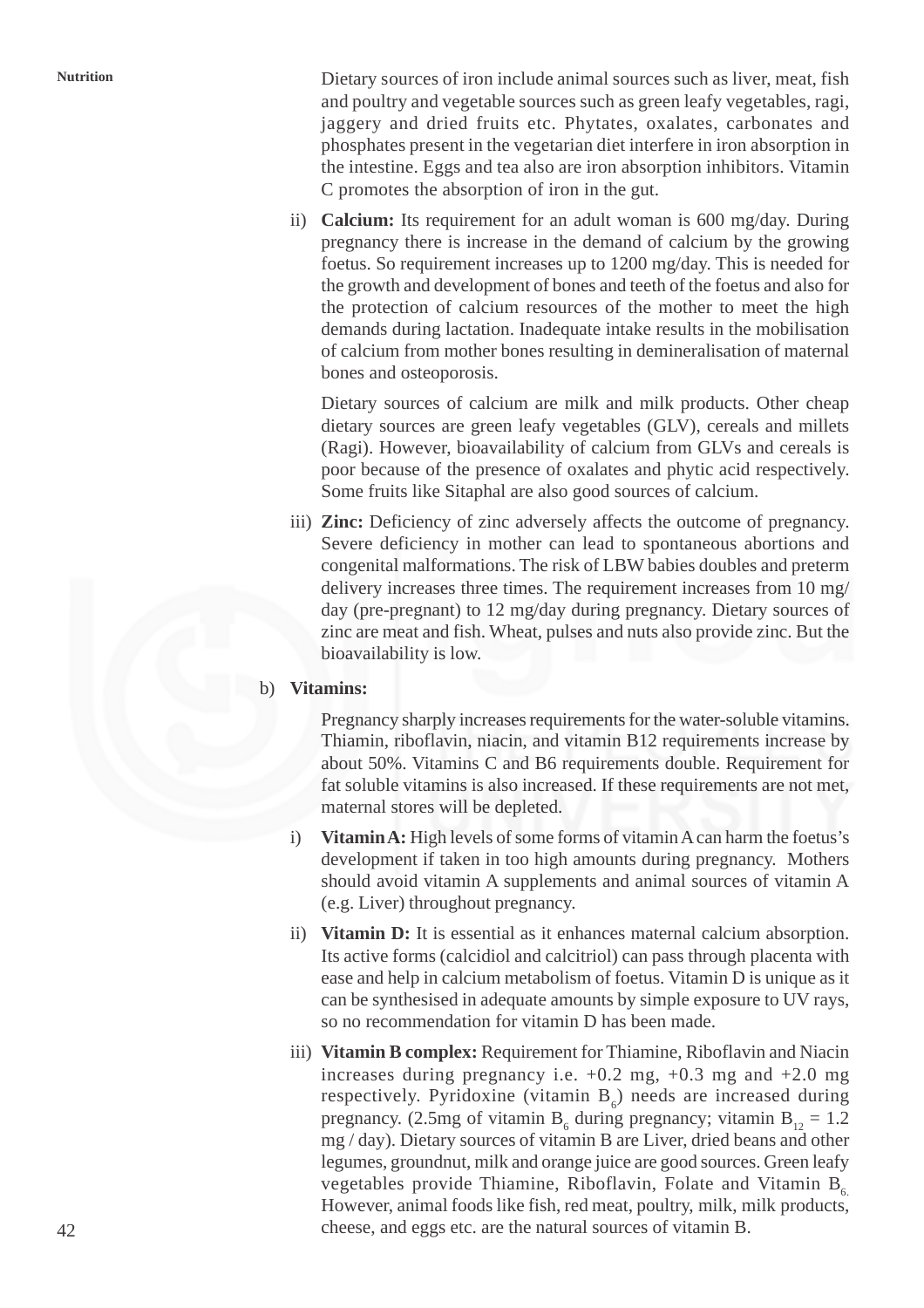Dietary sources of iron include animal sources such as liver, meat, fish and poultry and vegetable sources such as green leafy vegetables, ragi, jaggery and dried fruits etc. Phytates, oxalates, carbonates and phosphates present in the vegetarian diet interfere in iron absorption in the intestine. Eggs and tea also are iron absorption inhibitors. Vitamin C promotes the absorption of iron in the gut.

ii) **Calcium:** Its requirement for an adult woman is 600 mg/day. During pregnancy there is increase in the demand of calcium by the growing foetus. So requirement increases up to 1200 mg/day. This is needed for the growth and development of bones and teeth of the foetus and also for the protection of calcium resources of the mother to meet the high demands during lactation. Inadequate intake results in the mobilisation of calcium from mother bones resulting in demineralisation of maternal bones and osteoporosis.

Dietary sources of calcium are milk and milk products. Other cheap dietary sources are green leafy vegetables (GLV), cereals and millets (Ragi). However, bioavailability of calcium from GLVs and cereals is poor because of the presence of oxalates and phytic acid respectively. Some fruits like Sitaphal are also good sources of calcium.

iii) **Zinc:** Deficiency of zinc adversely affects the outcome of pregnancy. Severe deficiency in mother can lead to spontaneous abortions and congenital malformations. The risk of LBW babies doubles and preterm delivery increases three times. The requirement increases from 10 mg/ day (pre-pregnant) to 12 mg/day during pregnancy. Dietary sources of zinc are meat and fish. Wheat, pulses and nuts also provide zinc. But the bioavailability is low.

b) **Vitamins:**

Pregnancy sharply increases requirements for the water-soluble vitamins. Thiamin, riboflavin, niacin, and vitamin B12 requirements increase by about 50%. Vitamins C and B6 requirements double. Requirement for fat soluble vitamins is also increased. If these requirements are not met, maternal stores will be depleted.

i) **Vitamin A:** High levels of some forms of vitamin A can harm the foetus's development if taken in too high amounts during pregnancy. Mothers should avoid vitamin A supplements and animal sources of vitamin A (e.g. Liver) throughout pregnancy.

ii) **Vitamin D:** It is essential as it enhances maternal calcium absorption. Its active forms (calcidiol and calcitriol) can pass through placenta with ease and help in calcium metabolism of foetus. Vitamin D is unique as it can be synthesised in adequate amounts by simple exposure to UV rays, so no recommendation for vitamin D has been made.

iii) **Vitamin B complex:** Requirement for Thiamine, Riboflavin and Niacin increases during pregnancy i.e. +0.2 mg, +0.3 mg and +2.0 mg respectively. Pyridoxine (vitamin $B_6$) needs are increased during pregnancy. (2.5mg of vitamin $B_6$ during pregnancy; vitamin $B_{12}$ = 1.2 mg / day). Dietary sources of vitamin B are Liver, dried beans and other legumes, groundnut, milk and orange juice are good sources. Green leafy vegetables provide Thiamine, Riboflavin, Folate and Vitamin $B_6$. However, animal foods like fish, red meat, poultry, milk, milk products, cheese, and eggs etc. are the natural sources of vitamin B.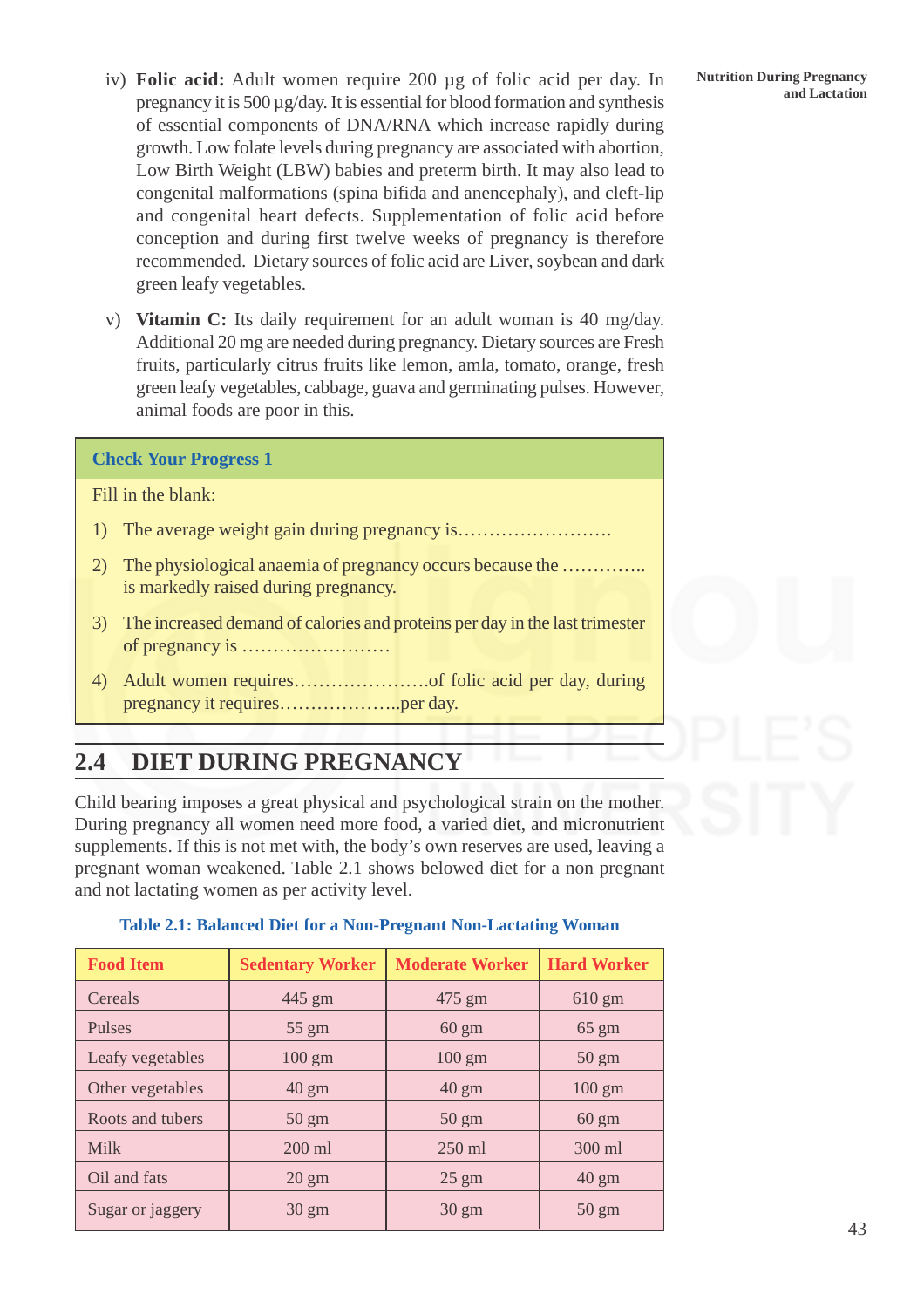iv) **Folic acid:** Adult women require 200 μg of folic acid per day. In pregnancy it is 500 μg/day. It is essential for blood formation and synthesis of essential components of DNA/RNA which increase rapidly during growth. Low folate levels during pregnancy are associated with abortion, Low Birth Weight (LBW) babies and preterm birth. It may also lead to congenital malformations (spina bifida and anencephaly), and cleft-lip and congenital heart defects. Supplementation of folic acid before conception and during first twelve weeks of pregnancy is therefore recommended. Dietary sources of folic acid are Liver, soybean and dark green leafy vegetables.

v) **Vitamin C:** Its daily requirement for an adult woman is 40 mg/day. Additional 20 mg are needed during pregnancy. Dietary sources are Fresh fruits, particularly citrus fruits like lemon, amla, tomato, orange, fresh green leafy vegetables, cabbage, guava and germinating pulses. However, animal foods are poor in this.

**Check Your Progress 1**

Fill in the blank:

1) The average weight gain during pregnancy is…………………….

2) The physiological anaemia of pregnancy occurs because the ………….. is markedly raised during pregnancy.

3) The increased demand of calories and proteins per day in the last trimester of pregnancy is ……………………

4) Adult women requires………………….of folic acid per day, during pregnancy it requires………………..per day.

## 2.4 DIET DURING PREGNANCY

Child bearing imposes a great physical and psychological strain on the mother. During pregnancy all women need more food, a varied diet, and micronutrient supplements. If this is not met with, the body's own reserves are used, leaving a pregnant woman weakened. Table 2.1 shows belowed diet for a non pregnant and not lactating women as per activity level.

**Table 2.1: Balanced Diet for a Non-Pregnant Non-Lactating Woman**

| Food Item | Sedentary Worker | Moderate Worker | Hard Worker |
|---|---|---|---|
| Cereals | 445 gm | 475 gm | 610 gm |
| Pulses | 55 gm | 60 gm | 65 gm |
| Leafy vegetables | 100 gm | 100 gm | 50 gm |
| Other vegetables | 40 gm | 40 gm | 100 gm |
| Roots and tubers | 50 gm | 50 gm | 60 gm |
| Milk | 200 ml | 250 ml | 300 ml |
| Oil and fats | 20 gm | 25 gm | 40 gm |
| Sugar or jaggery | 30 gm | 30 gm | 50 gm |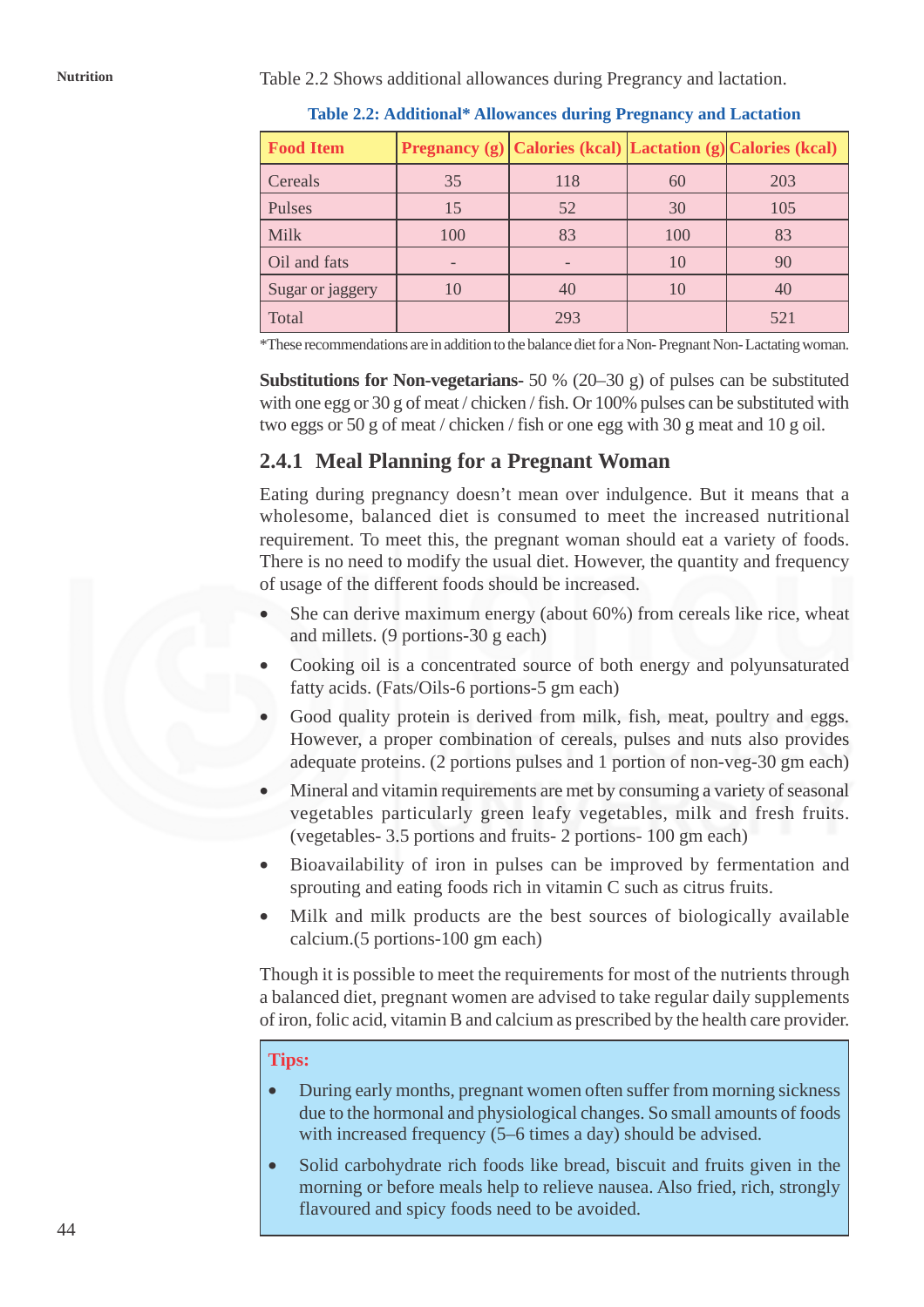Table 2.2 Shows additional allowances during Pregrancy and lactation.

**Table 2.2: Additional* Allowances during Pregnancy and Lactation**

| Food Item | Pregnancy (g) | Calories (kcal) | Lactation (g) | Calories (kcal) |
|---|---|---|---|---|
| Cereals | 35 | 118 | 60 | 203 |
| Pulses | 15 | 52 | 30 | 105 |
| Milk | 100 | 83 | 100 | 83 |
| Oil and fats | - | - | 10 | 90 |
| Sugar or jaggery | 10 | 40 | 10 | 40 |
| Total | | 293 | | 521 |

*These recommendations are in addition to the balance diet for a Non- Pregnant Non- Lactating woman.

**Substitutions for Non-vegetarians**- 50 % (20–30 g) of pulses can be substituted with one egg or 30 g of meat / chicken / fish. Or 100% pulses can be substituted with two eggs or 50 g of meat / chicken / fish or one egg with 30 g meat and 10 g oil.

### 2.4.1 Meal Planning for a Pregnant Woman

Eating during pregnancy doesn't mean over indulgence. But it means that a wholesome, balanced diet is consumed to meet the increased nutritional requirement. To meet this, the pregnant woman should eat a variety of foods. There is no need to modify the usual diet. However, the quantity and frequency of usage of the different foods should be increased.

- She can derive maximum energy (about 60%) from cereals like rice, wheat and millets. (9 portions-30 g each)
- Cooking oil is a concentrated source of both energy and polyunsaturated fatty acids. (Fats/Oils-6 portions-5 gm each)
- Good quality protein is derived from milk, fish, meat, poultry and eggs. However, a proper combination of cereals, pulses and nuts also provides adequate proteins. (2 portions pulses and 1 portion of non-veg-30 gm each)
- Mineral and vitamin requirements are met by consuming a variety of seasonal vegetables particularly green leafy vegetables, milk and fresh fruits. (vegetables- 3.5 portions and fruits- 2 portions- 100 gm each)
- Bioavailability of iron in pulses can be improved by fermentation and sprouting and eating foods rich in vitamin C such as citrus fruits.
- Milk and milk products are the best sources of biologically available calcium.(5 portions-100 gm each)

Though it is possible to meet the requirements for most of the nutrients through a balanced diet, pregnant women are advised to take regular daily supplements of iron, folic acid, vitamin B and calcium as prescribed by the health care provider.

**Tips:**

- During early months, pregnant women often suffer from morning sickness due to the hormonal and physiological changes. So small amounts of foods with increased frequency (5–6 times a day) should be advised.
- Solid carbohydrate rich foods like bread, biscuit and fruits given in the morning or before meals help to relieve nausea. Also fried, rich, strongly flavoured and spicy foods need to be avoided.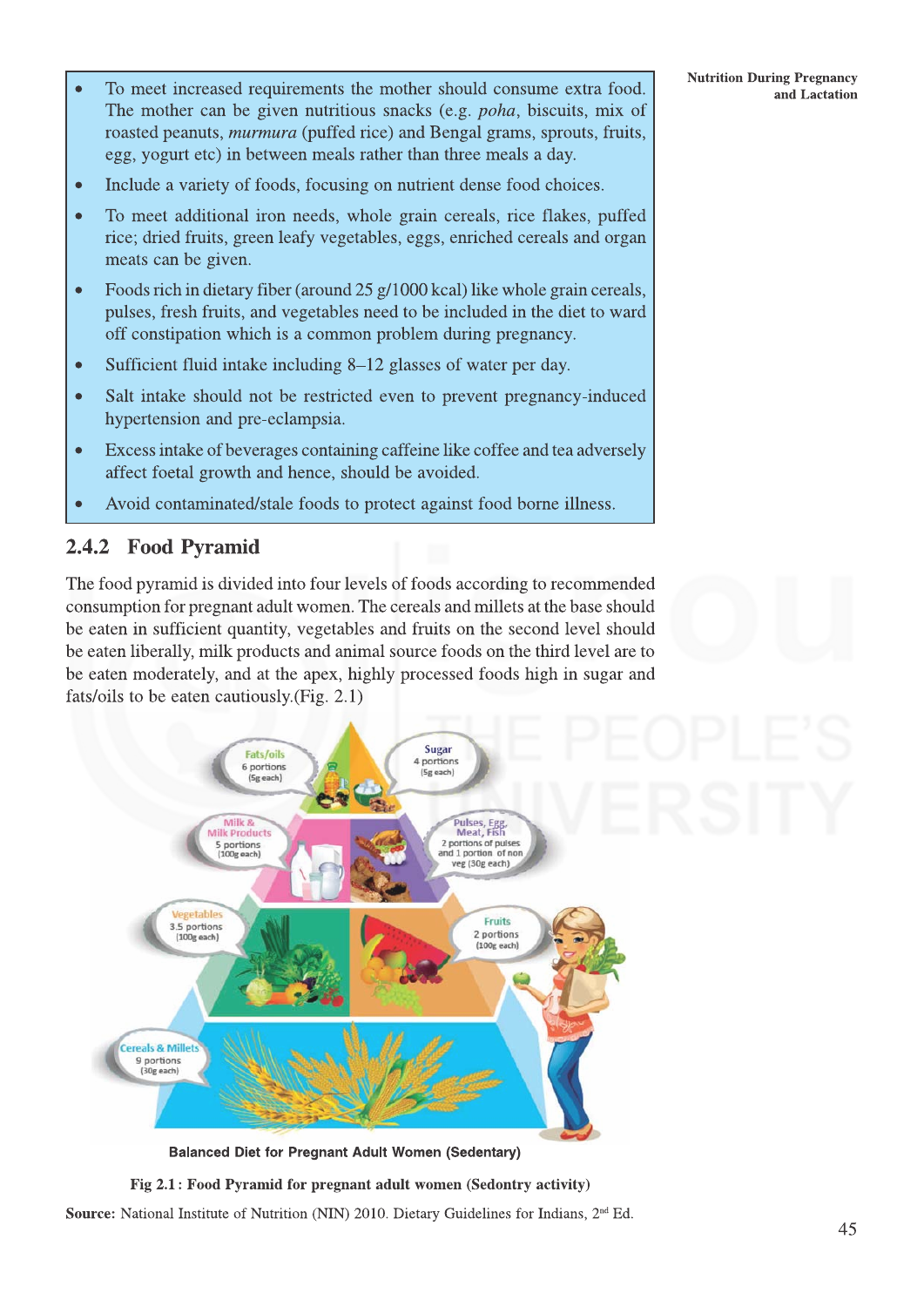- To meet increased requirements the mother should consume extra food. The mother can be given nutritious snacks (e.g. *poha*, biscuits, mix of roasted peanuts, *murmura* (puffed rice) and Bengal grams, sprouts, fruits, egg, yogurt etc) in between meals rather than three meals a day.
- Include a variety of foods, focusing on nutrient dense food choices.
- To meet additional iron needs, whole grain cereals, rice flakes, puffed rice; dried fruits, green leafy vegetables, eggs, enriched cereals and organ meats can be given.
- Foods rich in dietary fiber (around 25 g/1000 kcal) like whole grain cereals, pulses, fresh fruits, and vegetables need to be included in the diet to ward off constipation which is a common problem during pregnancy.
- Sufficient fluid intake including 8–12 glasses of water per day.
- Salt intake should not be restricted even to prevent pregnancy-induced hypertension and pre-eclampsia.
- Excess intake of beverages containing caffeine like coffee and tea adversely affect foetal growth and hence, should be avoided.
- Avoid contaminated/stale foods to protect against food borne illness.

## 2.4.2 Food Pyramid

The food pyramid is divided into four levels of foods according to recommended consumption for pregnant adult women. The cereals and millets at the base should be eaten in sufficient quantity, vegetables and fruits on the second level should be eaten liberally, milk products and animal source foods on the third level are to be eaten moderately, and at the apex, highly processed foods high in sugar and fats/oils to be eaten cautiously.(Fig. 2.1)

Fats/oils 6 portions (5g each)
Sugar 4 portions (5g each)
Milk & Milk Products 5 portions (100g each)
Pulses, Egg, Meat, Fish 2 portions of pulses and 1 portion of non veg (30g each)
Vegetables 3.5 portions (100g each)
Fruits 2 portions (100g each)
Cereals & Millets 9 portions (30g each)

**Balanced Diet for Pregnant Adult Women (Sedentary)**

**Fig 2.1 : Food Pyramid for pregnant adult women (Sedontry activity)**

**Source:** National Institute of Nutrition (NIN) 2010. Dietary Guidelines for Indians, 2nd Ed.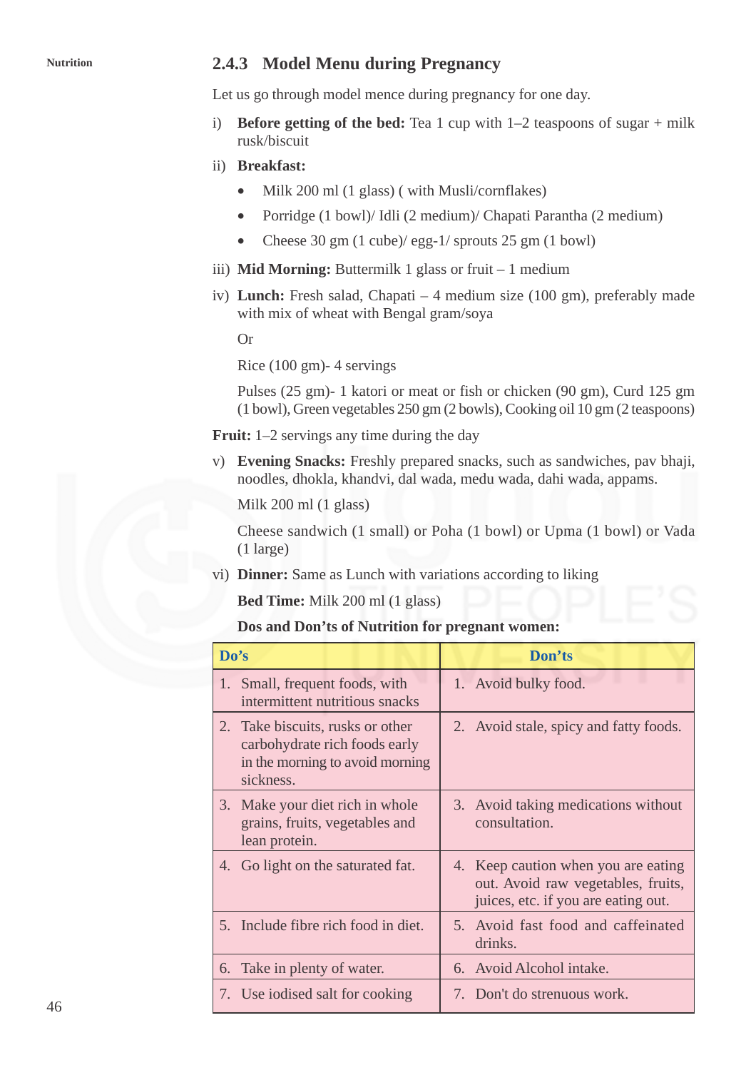### 2.4.3 Model Menu during Pregnancy

Let us go through model mence during pregnancy for one day.

i) **Before getting of the bed:** Tea 1 cup with 1–2 teaspoons of sugar + milk rusk/biscuit

ii) **Breakfast:**

- Milk 200 ml (1 glass) ( with Musli/cornflakes)
- Porridge (1 bowl)/ Idli (2 medium)/ Chapati Parantha (2 medium)
- Cheese 30 gm (1 cube)/ egg-1/ sprouts 25 gm (1 bowl)

iii) **Mid Morning:** Buttermilk 1 glass or fruit – 1 medium

iv) **Lunch:** Fresh salad, Chapati – 4 medium size (100 gm), preferably made with mix of wheat with Bengal gram/soya

Or

Rice (100 gm)- 4 servings

Pulses (25 gm)- 1 katori or meat or fish or chicken (90 gm), Curd 125 gm (1 bowl), Green vegetables 250 gm (2 bowls), Cooking oil 10 gm (2 teaspoons)

**Fruit:** 1–2 servings any time during the day

v) **Evening Snacks:** Freshly prepared snacks, such as sandwiches, pav bhaji, noodles, dhokla, khandvi, dal wada, medu wada, dahi wada, appams.

Milk 200 ml (1 glass)

Cheese sandwich (1 small) or Poha (1 bowl) or Upma (1 bowl) or Vada (1 large)

vi) **Dinner:** Same as Lunch with variations according to liking

**Bed Time:** Milk 200 ml (1 glass)

**Dos and Don'ts of Nutrition for pregnant women:**

| Do's | Don'ts |
|---|---|
| 1. Small, frequent foods, with intermittent nutritious snacks | 1. Avoid bulky food. |
| 2. Take biscuits, rusks or other carbohydrate rich foods early in the morning to avoid morning sickness. | 2. Avoid stale, spicy and fatty foods. |
| 3. Make your diet rich in whole grains, fruits, vegetables and lean protein. | 3. Avoid taking medications without consultation. |
| 4. Go light on the saturated fat. | 4. Keep caution when you are eating out. Avoid raw vegetables, fruits, juices, etc. if you are eating out. |
| 5. Include fibre rich food in diet. | 5. Avoid fast food and caffeinated drinks. |
| 6. Take in plenty of water. | 6. Avoid Alcohol intake. |
| 7. Use iodised salt for cooking | 7. Don't do strenuous work. |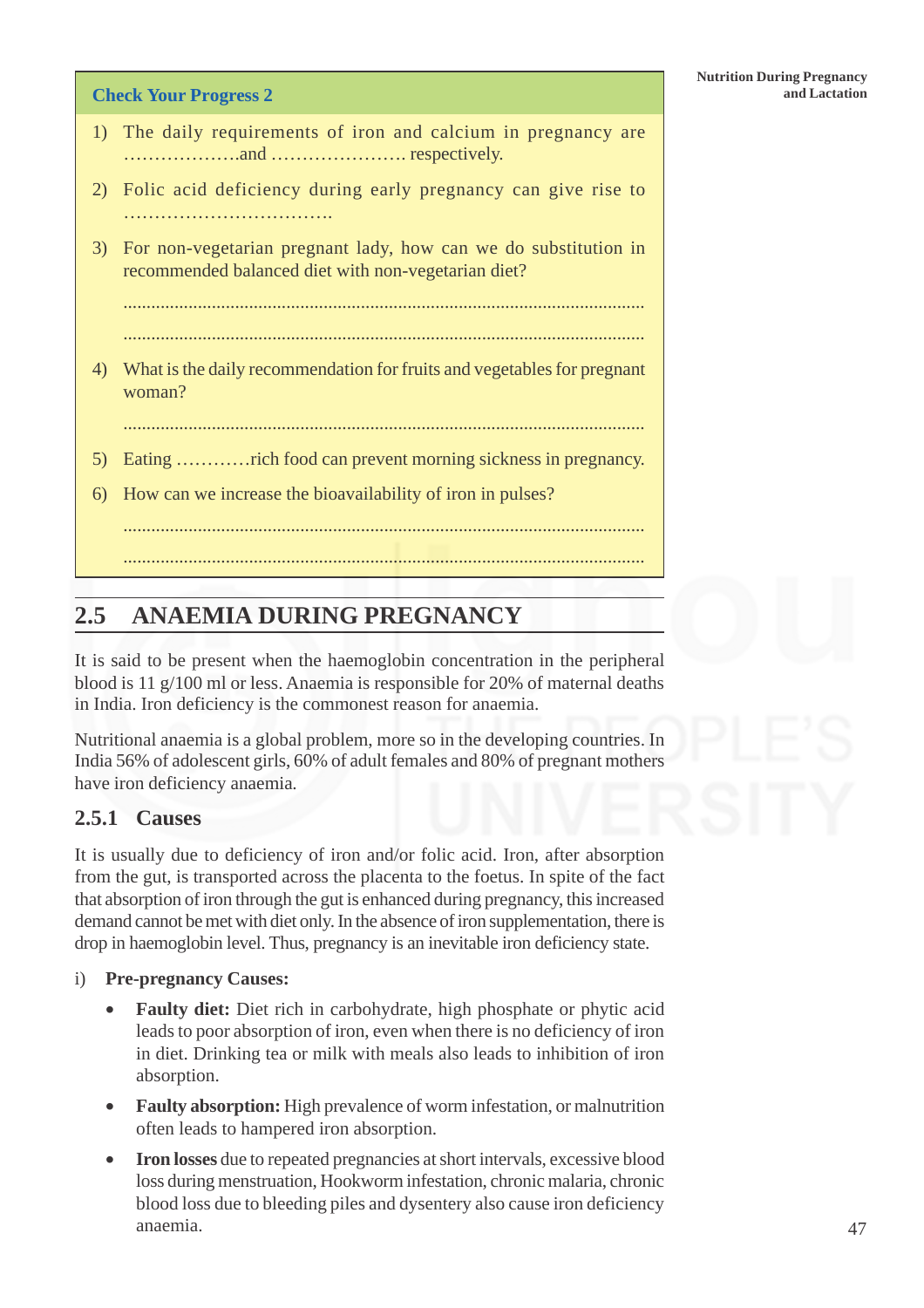**Check Your Progress 2**

1) The daily requirements of iron and calcium in pregnancy are ……………….and …………………. respectively.

2) Folic acid deficiency during early pregnancy can give rise to …………………………….

3) For non-vegetarian pregnant lady, how can we do substitution in recommended balanced diet with non-vegetarian diet?

   ……………………………………………………………………………………

   ……………………………………………………………………………………

4) What is the daily recommendation for fruits and vegetables for pregnant woman?

   ……………………………………………………………………………………

5) Eating …………rich food can prevent morning sickness in pregnancy.

6) How can we increase the bioavailability of iron in pulses?

   ……………………………………………………………………………………

   ……………………………………………………………………………………

## 2.5 ANAEMIA DURING PREGNANCY

It is said to be present when the haemoglobin concentration in the peripheral blood is 11 g/100 ml or less. Anaemia is responsible for 20% of maternal deaths in India. Iron deficiency is the commonest reason for anaemia.

Nutritional anaemia is a global problem, more so in the developing countries. In India 56% of adolescent girls, 60% of adult females and 80% of pregnant mothers have iron deficiency anaemia.

### 2.5.1 Causes

It is usually due to deficiency of iron and/or folic acid. Iron, after absorption from the gut, is transported across the placenta to the foetus. In spite of the fact that absorption of iron through the gut is enhanced during pregnancy, this increased demand cannot be met with diet only. In the absence of iron supplementation, there is drop in haemoglobin level. Thus, pregnancy is an inevitable iron deficiency state.

i) **Pre-pregnancy Causes:**

- **Faulty diet:** Diet rich in carbohydrate, high phosphate or phytic acid leads to poor absorption of iron, even when there is no deficiency of iron in diet. Drinking tea or milk with meals also leads to inhibition of iron absorption.

- **Faulty absorption:** High prevalence of worm infestation, or malnutrition often leads to hampered iron absorption.

- **Iron losses** due to repeated pregnancies at short intervals, excessive blood loss during menstruation, Hookworm infestation, chronic malaria, chronic blood loss due to bleeding piles and dysentery also cause iron deficiency anaemia.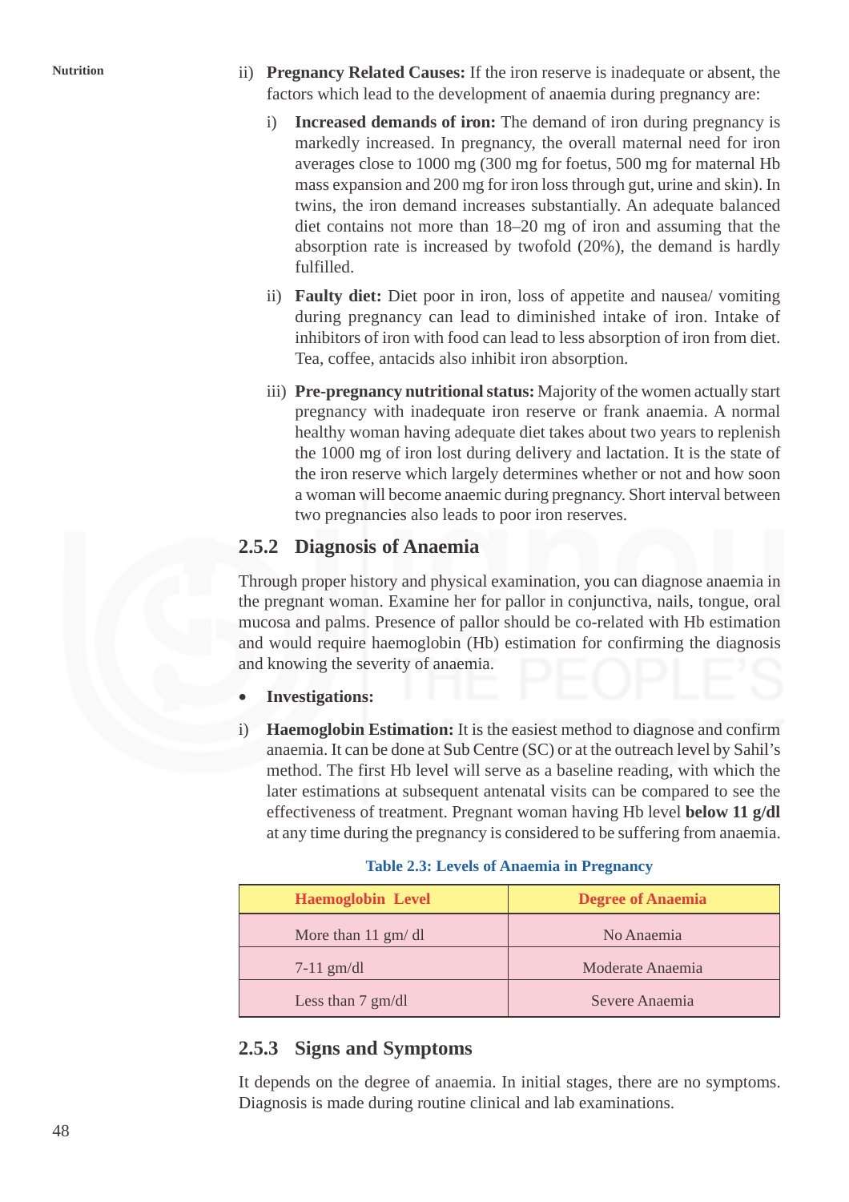ii) **Pregnancy Related Causes:** If the iron reserve is inadequate or absent, the factors which lead to the development of anaemia during pregnancy are:

   i) **Increased demands of iron:** The demand of iron during pregnancy is markedly increased. In pregnancy, the overall maternal need for iron averages close to 1000 mg (300 mg for foetus, 500 mg for maternal Hb mass expansion and 200 mg for iron loss through gut, urine and skin). In twins, the iron demand increases substantially. An adequate balanced diet contains not more than 18–20 mg of iron and assuming that the absorption rate is increased by twofold (20%), the demand is hardly fulfilled.

   ii) **Faulty diet:** Diet poor in iron, loss of appetite and nausea/ vomiting during pregnancy can lead to diminished intake of iron. Intake of inhibitors of iron with food can lead to less absorption of iron from diet. Tea, coffee, antacids also inhibit iron absorption.

   iii) **Pre-pregnancy nutritional status:** Majority of the women actually start pregnancy with inadequate iron reserve or frank anaemia. A normal healthy woman having adequate diet takes about two years to replenish the 1000 mg of iron lost during delivery and lactation. It is the state of the iron reserve which largely determines whether or not and how soon a woman will become anaemic during pregnancy. Short interval between two pregnancies also leads to poor iron reserves.

### 2.5.2 Diagnosis of Anaemia

Through proper history and physical examination, you can diagnose anaemia in the pregnant woman. Examine her for pallor in conjunctiva, nails, tongue, oral mucosa and palms. Presence of pallor should be co-related with Hb estimation and would require haemoglobin (Hb) estimation for confirming the diagnosis and knowing the severity of anaemia.

- **Investigations:**

i) **Haemoglobin Estimation:** It is the easiest method to diagnose and confirm anaemia. It can be done at Sub Centre (SC) or at the outreach level by Sahil's method. The first Hb level will serve as a baseline reading, with which the later estimations at subsequent antenatal visits can be compared to see the effectiveness of treatment. Pregnant woman having Hb level **below 11 g/dl** at any time during the pregnancy is considered to be suffering from anaemia.

**Table 2.3: Levels of Anaemia in Pregnancy**

| Haemoglobin Level | Degree of Anaemia |
|---|---|
| More than 11 gm/ dl | No Anaemia |
| 7-11 gm/dl | Moderate Anaemia |
| Less than 7 gm/dl | Severe Anaemia |

### 2.5.3 Signs and Symptoms

It depends on the degree of anaemia. In initial stages, there are no symptoms. Diagnosis is made during routine clinical and lab examinations.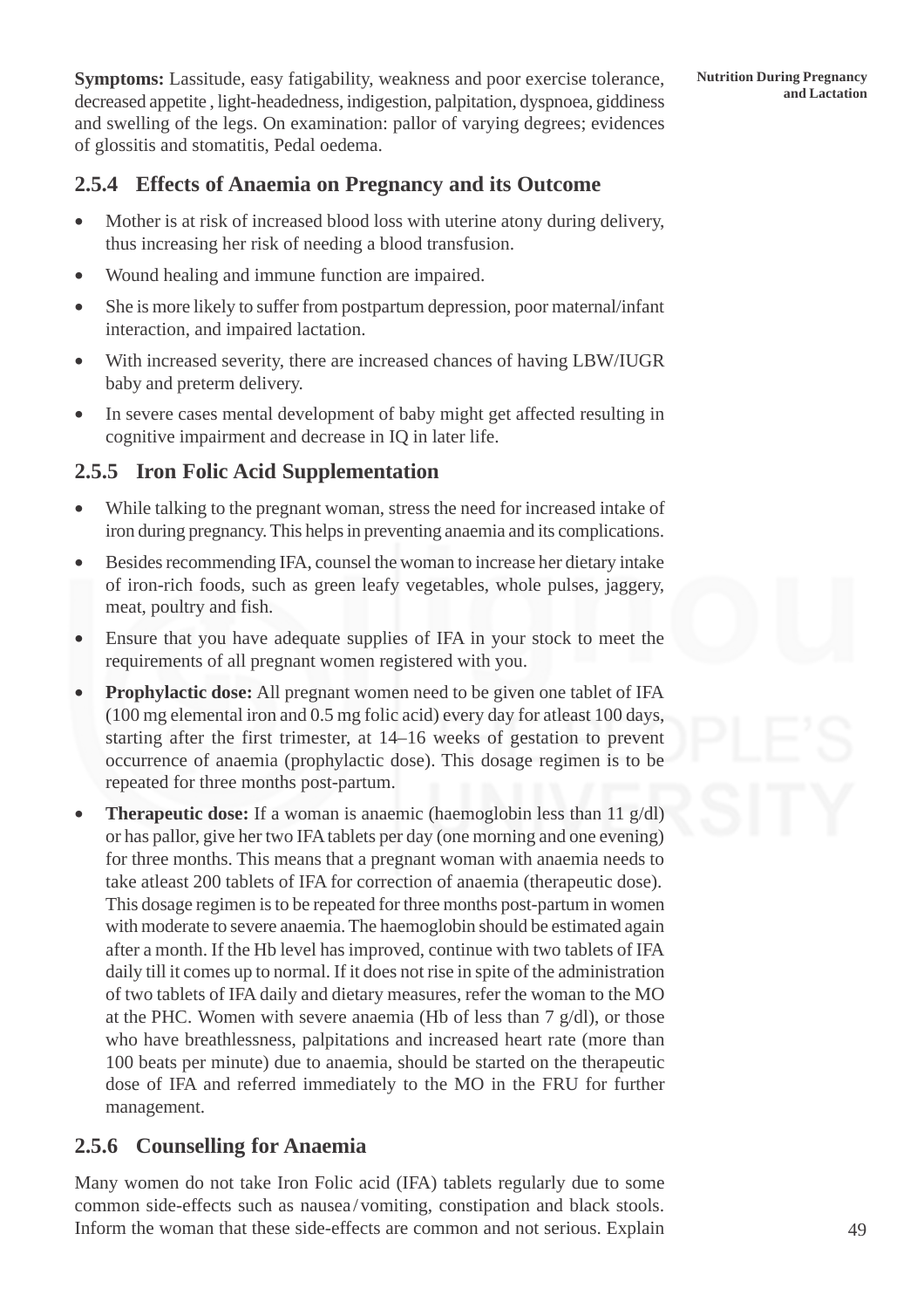**Symptoms:** Lassitude, easy fatigability, weakness and poor exercise tolerance, decreased appetite , light-headedness, indigestion, palpitation, dyspnoea, giddiness and swelling of the legs. On examination: pallor of varying degrees; evidences of glossitis and stomatitis, Pedal oedema.

### 2.5.4 Effects of Anaemia on Pregnancy and its Outcome

- Mother is at risk of increased blood loss with uterine atony during delivery, thus increasing her risk of needing a blood transfusion.
- Wound healing and immune function are impaired.
- She is more likely to suffer from postpartum depression, poor maternal/infant interaction, and impaired lactation.
- With increased severity, there are increased chances of having LBW/IUGR baby and preterm delivery.
- In severe cases mental development of baby might get affected resulting in cognitive impairment and decrease in IQ in later life.

### 2.5.5 Iron Folic Acid Supplementation

- While talking to the pregnant woman, stress the need for increased intake of iron during pregnancy. This helps in preventing anaemia and its complications.
- Besides recommending IFA, counsel the woman to increase her dietary intake of iron-rich foods, such as green leafy vegetables, whole pulses, jaggery, meat, poultry and fish.
- Ensure that you have adequate supplies of IFA in your stock to meet the requirements of all pregnant women registered with you.
- **Prophylactic dose:** All pregnant women need to be given one tablet of IFA (100 mg elemental iron and 0.5 mg folic acid) every day for atleast 100 days, starting after the first trimester, at 14–16 weeks of gestation to prevent occurrence of anaemia (prophylactic dose). This dosage regimen is to be repeated for three months post-partum.
- **Therapeutic dose:** If a woman is anaemic (haemoglobin less than 11 g/dl) or has pallor, give her two IFA tablets per day (one morning and one evening) for three months. This means that a pregnant woman with anaemia needs to take atleast 200 tablets of IFA for correction of anaemia (therapeutic dose). This dosage regimen is to be repeated for three months post-partum in women with moderate to severe anaemia. The haemoglobin should be estimated again after a month. If the Hb level has improved, continue with two tablets of IFA daily till it comes up to normal. If it does not rise in spite of the administration of two tablets of IFA daily and dietary measures, refer the woman to the MO at the PHC. Women with severe anaemia (Hb of less than 7 g/dl), or those who have breathlessness, palpitations and increased heart rate (more than 100 beats per minute) due to anaemia, should be started on the therapeutic dose of IFA and referred immediately to the MO in the FRU for further management.

### 2.5.6 Counselling for Anaemia

Many women do not take Iron Folic acid (IFA) tablets regularly due to some common side-effects such as nausea / vomiting, constipation and black stools. Inform the woman that these side-effects are common and not serious. Explain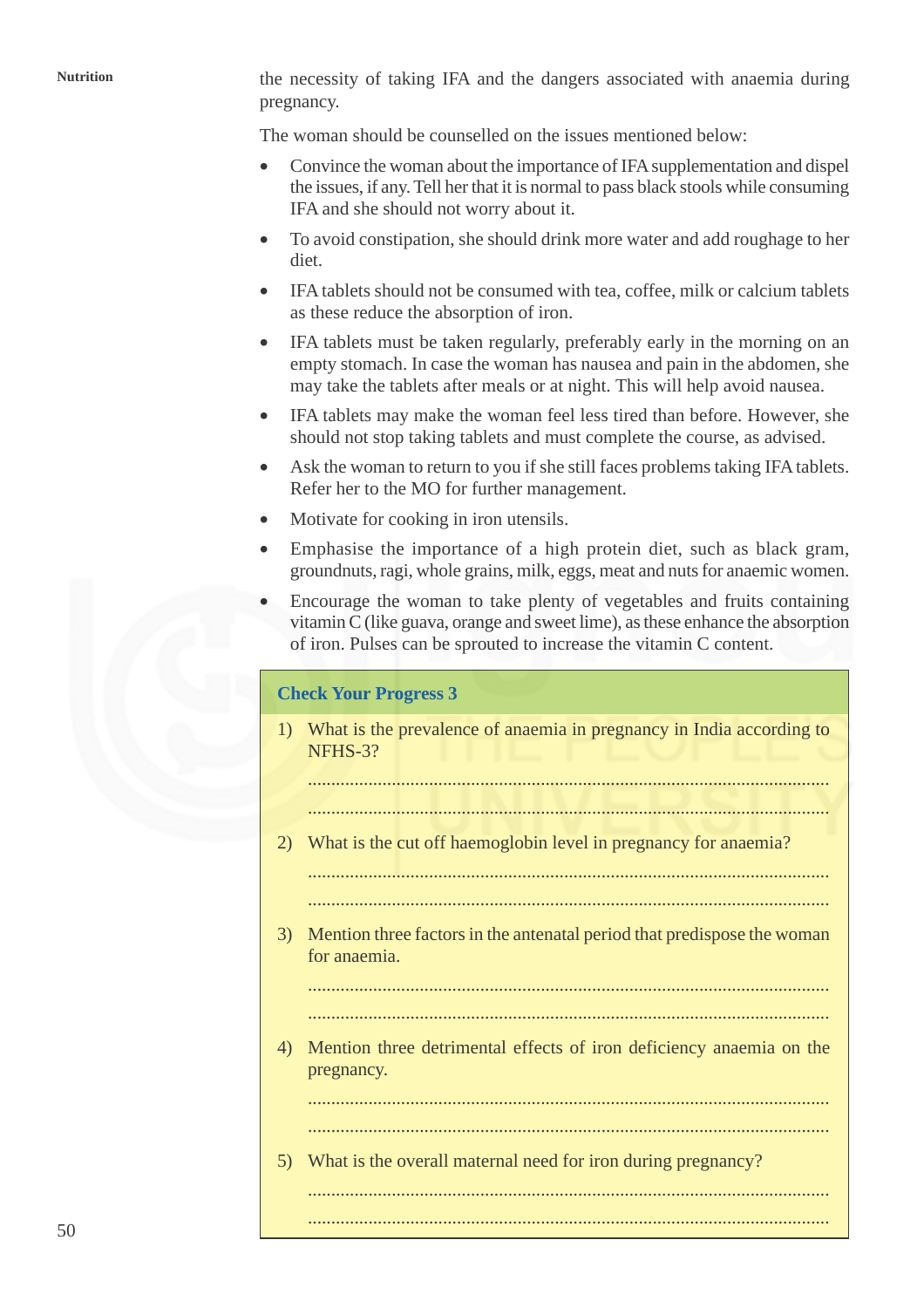the necessity of taking IFA and the dangers associated with anaemia during pregnancy.

The woman should be counselled on the issues mentioned below:

- Convince the woman about the importance of IFA supplementation and dispel the issues, if any. Tell her that it is normal to pass black stools while consuming IFA and she should not worry about it.
- To avoid constipation, she should drink more water and add roughage to her diet.
- IFA tablets should not be consumed with tea, coffee, milk or calcium tablets as these reduce the absorption of iron.
- IFA tablets must be taken regularly, preferably early in the morning on an empty stomach. In case the woman has nausea and pain in the abdomen, she may take the tablets after meals or at night. This will help avoid nausea.
- IFA tablets may make the woman feel less tired than before. However, she should not stop taking tablets and must complete the course, as advised.
- Ask the woman to return to you if she still faces problems taking IFA tablets. Refer her to the MO for further management.
- Motivate for cooking in iron utensils.
- Emphasise the importance of a high protein diet, such as black gram, groundnuts, ragi, whole grains, milk, eggs, meat and nuts for anaemic women.
- Encourage the woman to take plenty of vegetables and fruits containing vitamin C (like guava, orange and sweet lime), as these enhance the absorption of iron. Pulses can be sprouted to increase the vitamin C content.

### Check Your Progress 3

1) What is the prevalence of anaemia in pregnancy in India according to NFHS-3?

   ..............................................................................................................

   ..............................................................................................................

2) What is the cut off haemoglobin level in pregnancy for anaemia?

   ..............................................................................................................

   ..............................................................................................................

3) Mention three factors in the antenatal period that predispose the woman for anaemia.

   ..............................................................................................................

   ..............................................................................................................

4) Mention three detrimental effects of iron deficiency anaemia on the pregnancy.

   ..............................................................................................................

   ..............................................................................................................

5) What is the overall maternal need for iron during pregnancy?

   ..............................................................................................................

   ..............................................................................................................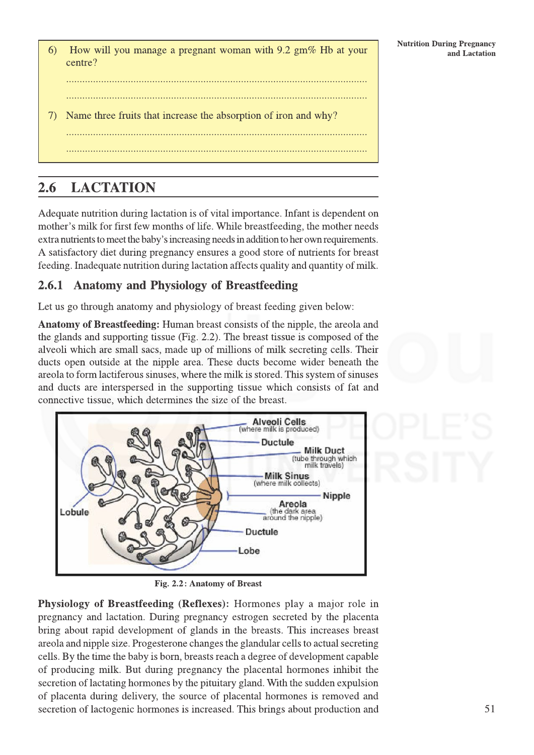6) How will you manage a pregnant woman with 9.2 gm% Hb at your centre?

..............................................................................................................

..............................................................................................................

7) Name three fruits that increase the absorption of iron and why?

..............................................................................................................

..............................................................................................................

## 2.6 LACTATION

Adequate nutrition during lactation is of vital importance. Infant is dependent on mother's milk for first few months of life. While breastfeeding, the mother needs extra nutrients to meet the baby's increasing needs in addition to her own requirements. A satisfactory diet during pregnancy ensures a good store of nutrients for breast feeding. Inadequate nutrition during lactation affects quality and quantity of milk.

### 2.6.1 Anatomy and Physiology of Breastfeeding

Let us go through anatomy and physiology of breast feeding given below:

**Anatomy of Breastfeeding:** Human breast consists of the nipple, the areola and the glands and supporting tissue (Fig. 2.2). The breast tissue is composed of the alveoli which are small sacs, made up of millions of milk secreting cells. Their ducts open outside at the nipple area. These ducts become wider beneath the areola to form lactiferous sinuses, where the milk is stored. This system of sinuses and ducts are interspersed in the supporting tissue which consists of fat and connective tissue, which determines the size of the breast.

Alveoli Cells (where milk is produced)
Ductule
Milk Duct (tube through which milk travels)
Milk Sinus (where milk collects)
Nipple
Areola (the dark area around the nipple)
Ductule
Lobe
Lobule

**Fig. 2.2: Anatomy of Breast**

**Physiology of Breastfeeding (Reflexes):** Hormones play a major role in pregnancy and lactation. During pregnancy estrogen secreted by the placenta bring about rapid development of glands in the breasts. This increases breast areola and nipple size. Progesterone changes the glandular cells to actual secreting cells. By the time the baby is born, breasts reach a degree of development capable of producing milk. But during pregnancy the placental hormones inhibit the secretion of lactating hormones by the pituitary gland. With the sudden expulsion of placenta during delivery, the source of placental hormones is removed and secretion of lactogenic hormones is increased. This brings about production and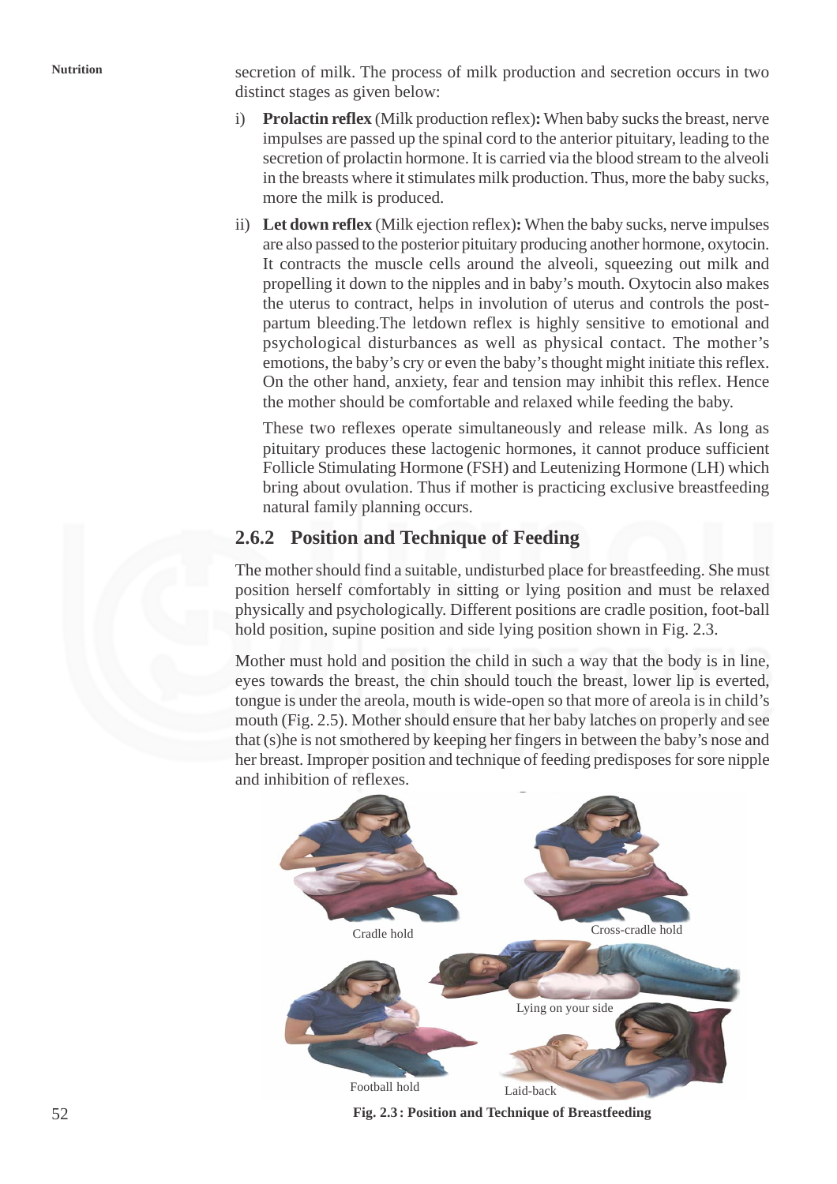secretion of milk. The process of milk production and secretion occurs in two distinct stages as given below:

i) **Prolactin reflex** (Milk production reflex)**:** When baby sucks the breast, nerve impulses are passed up the spinal cord to the anterior pituitary, leading to the secretion of prolactin hormone. It is carried via the blood stream to the alveoli in the breasts where it stimulates milk production. Thus, more the baby sucks, more the milk is produced.

ii) **Let down reflex** (Milk ejection reflex)**:** When the baby sucks, nerve impulses are also passed to the posterior pituitary producing another hormone, oxytocin. It contracts the muscle cells around the alveoli, squeezing out milk and propelling it down to the nipples and in baby's mouth. Oxytocin also makes the uterus to contract, helps in involution of uterus and controls the post-partum bleeding.The letdown reflex is highly sensitive to emotional and psychological disturbances as well as physical contact. The mother's emotions, the baby's cry or even the baby's thought might initiate this reflex. On the other hand, anxiety, fear and tension may inhibit this reflex. Hence the mother should be comfortable and relaxed while feeding the baby.

These two reflexes operate simultaneously and release milk. As long as pituitary produces these lactogenic hormones, it cannot produce sufficient Follicle Stimulating Hormone (FSH) and Leutenizing Hormone (LH) which bring about ovulation. Thus if mother is practicing exclusive breastfeeding natural family planning occurs.

## 2.6.2 Position and Technique of Feeding

The mother should find a suitable, undisturbed place for breastfeeding. She must position herself comfortably in sitting or lying position and must be relaxed physically and psychologically. Different positions are cradle position, foot-ball hold position, supine position and side lying position shown in Fig. 2.3.

Mother must hold and position the child in such a way that the body is in line, eyes towards the breast, the chin should touch the breast, lower lip is everted, tongue is under the areola, mouth is wide-open so that more of areola is in child's mouth (Fig. 2.5). Mother should ensure that her baby latches on properly and see that (s)he is not smothered by keeping her fingers in between the baby's nose and her breast. Improper position and technique of feeding predisposes for sore nipple and inhibition of reflexes.

Cradle hold | Cross-cradle hold | Lying on your side | Football hold | Laid-back

**Fig. 2.3 : Position and Technique of Breastfeeding**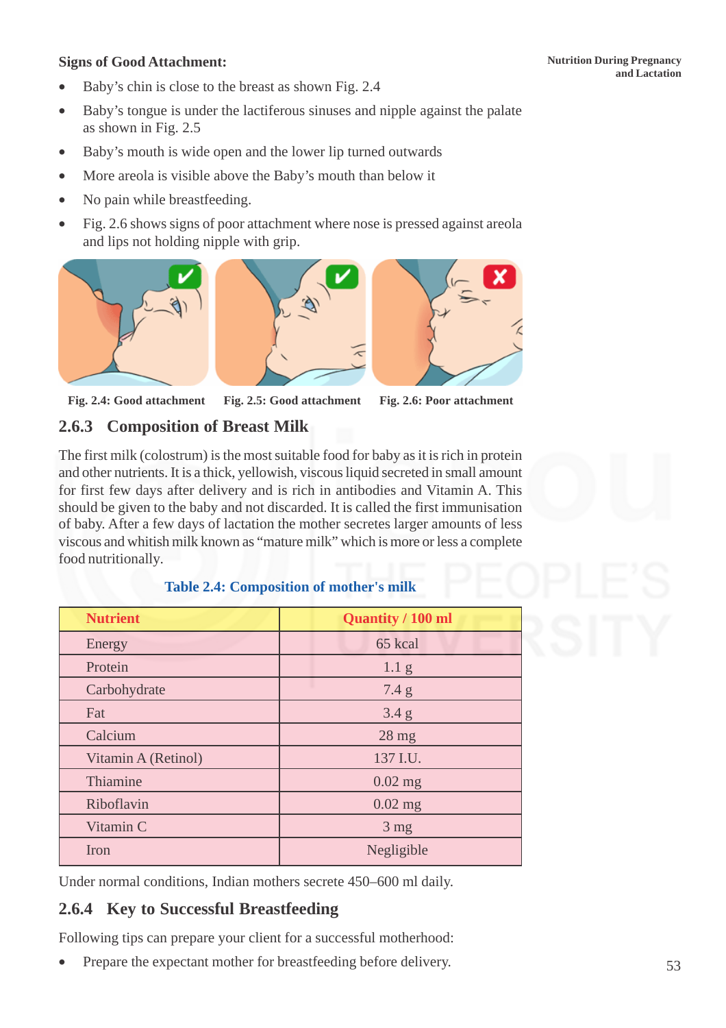**Signs of Good Attachment:**

- Baby's chin is close to the breast as shown Fig. 2.4
- Baby's tongue is under the lactiferous sinuses and nipple against the palate as shown in Fig. 2.5
- Baby's mouth is wide open and the lower lip turned outwards
- More areola is visible above the Baby's mouth than below it
- No pain while breastfeeding.
- Fig. 2.6 shows signs of poor attachment where nose is pressed against areola and lips not holding nipple with grip.

Fig. 2.4: Good attachment

Fig. 2.5: Good attachment

Fig. 2.6: Poor attachment

## 2.6.3 Composition of Breast Milk

The first milk (colostrum) is the most suitable food for baby as it is rich in protein and other nutrients. It is a thick, yellowish, viscous liquid secreted in small amount for first few days after delivery and is rich in antibodies and Vitamin A. This should be given to the baby and not discarded. It is called the first immunisation of baby. After a few days of lactation the mother secretes larger amounts of less viscous and whitish milk known as "mature milk" which is more or less a complete food nutritionally.

**Table 2.4: Composition of mother's milk**

| Nutrient | Quantity / 100 ml |
|---|---|
| Energy | 65 kcal |
| Protein | 1.1 g |
| Carbohydrate | 7.4 g |
| Fat | 3.4 g |
| Calcium | 28 mg |
| Vitamin A (Retinol) | 137 I.U. |
| Thiamine | 0.02 mg |
| Riboflavin | 0.02 mg |
| Vitamin C | 3 mg |
| Iron | Negligible |

Under normal conditions, Indian mothers secrete 450–600 ml daily.

## 2.6.4 Key to Successful Breastfeeding

Following tips can prepare your client for a successful motherhood:

- Prepare the expectant mother for breastfeeding before delivery.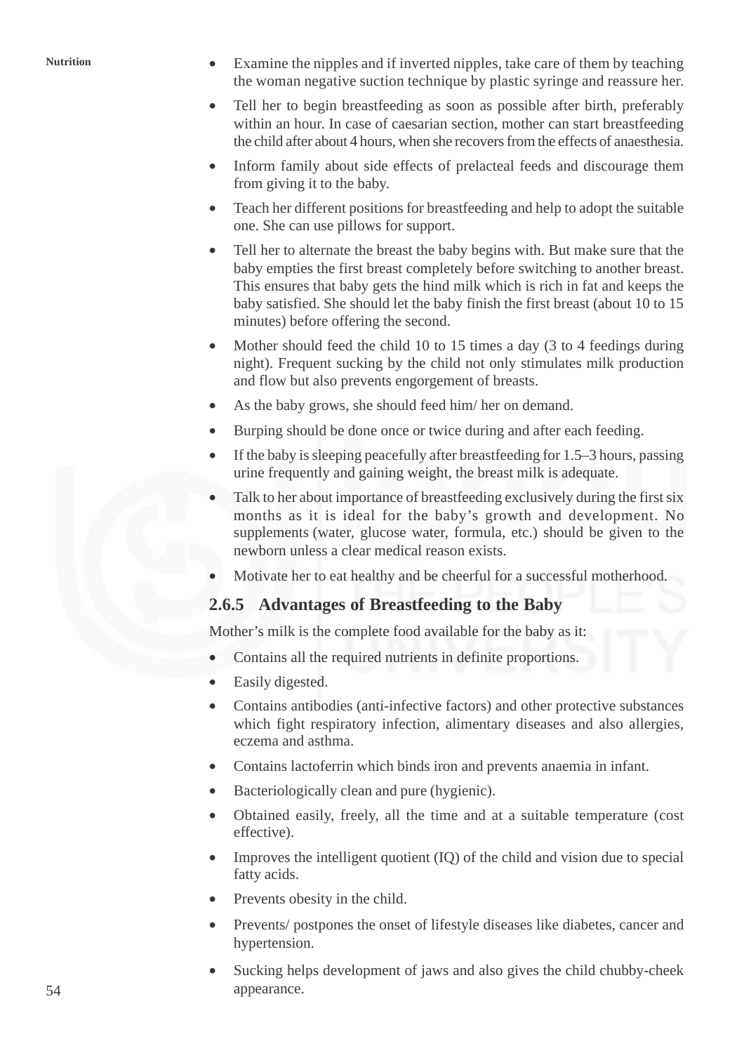- Examine the nipples and if inverted nipples, take care of them by teaching the woman negative suction technique by plastic syringe and reassure her.
- Tell her to begin breastfeeding as soon as possible after birth, preferably within an hour. In case of caesarian section, mother can start breastfeeding the child after about 4 hours, when she recovers from the effects of anaesthesia.
- Inform family about side effects of prelacteal feeds and discourage them from giving it to the baby.
- Teach her different positions for breastfeeding and help to adopt the suitable one. She can use pillows for support.
- Tell her to alternate the breast the baby begins with. But make sure that the baby empties the first breast completely before switching to another breast. This ensures that baby gets the hind milk which is rich in fat and keeps the baby satisfied. She should let the baby finish the first breast (about 10 to 15 minutes) before offering the second.
- Mother should feed the child 10 to 15 times a day (3 to 4 feedings during night). Frequent sucking by the child not only stimulates milk production and flow but also prevents engorgement of breasts.
- As the baby grows, she should feed him/ her on demand.
- Burping should be done once or twice during and after each feeding.
- If the baby is sleeping peacefully after breastfeeding for 1.5–3 hours, passing urine frequently and gaining weight, the breast milk is adequate.
- Talk to her about importance of breastfeeding exclusively during the first six months as it is ideal for the baby's growth and development. No supplements (water, glucose water, formula, etc.) should be given to the newborn unless a clear medical reason exists.
- Motivate her to eat healthy and be cheerful for a successful motherhood.

### 2.6.5 Advantages of Breastfeeding to the Baby

Mother's milk is the complete food available for the baby as it:

- Contains all the required nutrients in definite proportions.
- Easily digested.
- Contains antibodies (anti-infective factors) and other protective substances which fight respiratory infection, alimentary diseases and also allergies, eczema and asthma.
- Contains lactoferrin which binds iron and prevents anaemia in infant.
- Bacteriologically clean and pure (hygienic).
- Obtained easily, freely, all the time and at a suitable temperature (cost effective).
- Improves the intelligent quotient (IQ) of the child and vision due to special fatty acids.
- Prevents obesity in the child.
- Prevents/ postpones the onset of lifestyle diseases like diabetes, cancer and hypertension.
- Sucking helps development of jaws and also gives the child chubby-cheek appearance.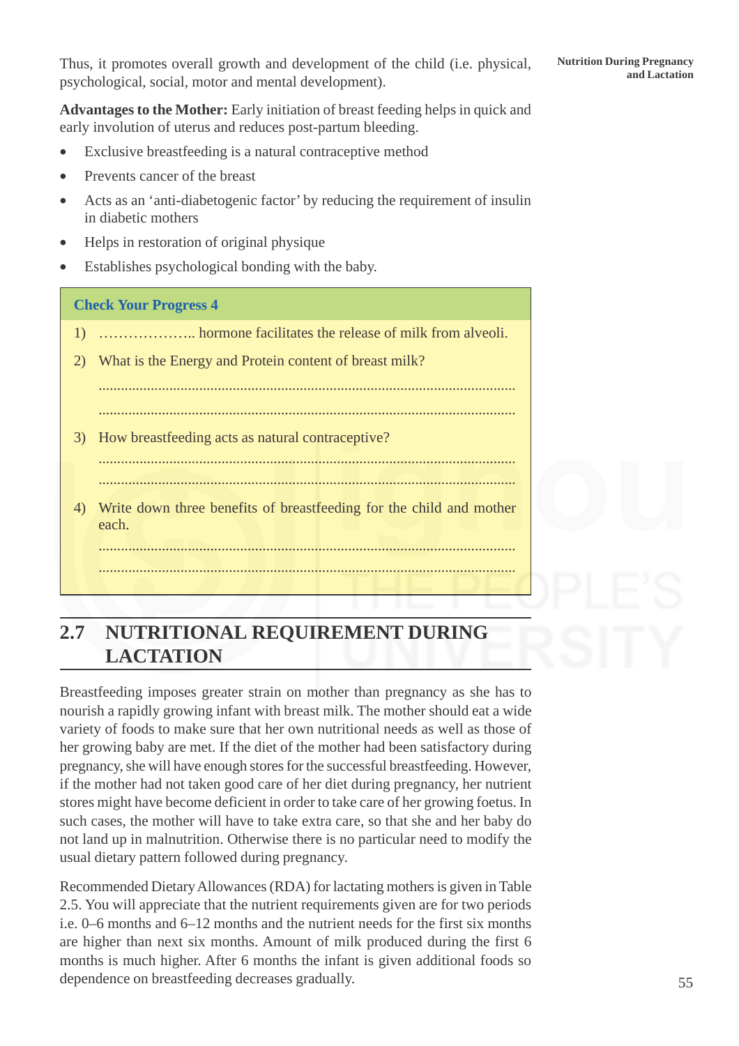Thus, it promotes overall growth and development of the child (i.e. physical, psychological, social, motor and mental development).

**Advantages to the Mother:** Early initiation of breast feeding helps in quick and early involution of uterus and reduces post-partum bleeding.

- Exclusive breastfeeding is a natural contraceptive method
- Prevents cancer of the breast
- Acts as an 'anti-diabetogenic factor' by reducing the requirement of insulin in diabetic mothers
- Helps in restoration of original physique
- Establishes psychological bonding with the baby.

**Check Your Progress 4**

1) ……………….. hormone facilitates the release of milk from alveoli.

2) What is the Energy and Protein content of breast milk?

   ……………………………………………………………………………………

   ……………………………………………………………………………………

3) How breastfeeding acts as natural contraceptive?

   ……………………………………………………………………………………

   ……………………………………………………………………………………

4) Write down three benefits of breastfeeding for the child and mother each.

   ……………………………………………………………………………………

   ……………………………………………………………………………………

## 2.7 NUTRITIONAL REQUIREMENT DURING LACTATION

Breastfeeding imposes greater strain on mother than pregnancy as she has to nourish a rapidly growing infant with breast milk. The mother should eat a wide variety of foods to make sure that her own nutritional needs as well as those of her growing baby are met. If the diet of the mother had been satisfactory during pregnancy, she will have enough stores for the successful breastfeeding. However, if the mother had not taken good care of her diet during pregnancy, her nutrient stores might have become deficient in order to take care of her growing foetus. In such cases, the mother will have to take extra care, so that she and her baby do not land up in malnutrition. Otherwise there is no particular need to modify the usual dietary pattern followed during pregnancy.

Recommended Dietary Allowances (RDA) for lactating mothers is given in Table 2.5. You will appreciate that the nutrient requirements given are for two periods i.e. 0–6 months and 6–12 months and the nutrient needs for the first six months are higher than next six months. Amount of milk produced during the first 6 months is much higher. After 6 months the infant is given additional foods so dependence on breastfeeding decreases gradually.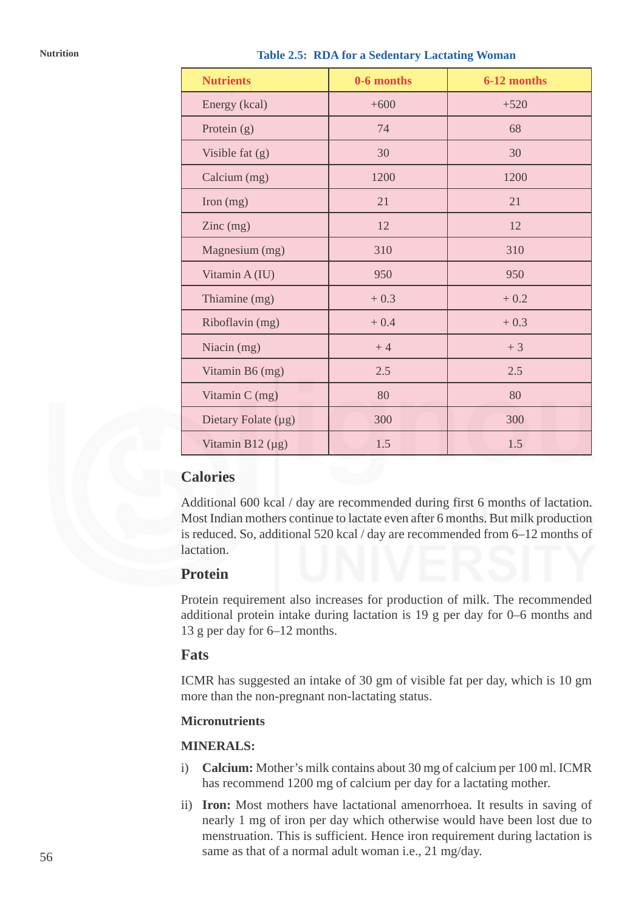Table 2.5: RDA for a Sedentary Lactating Woman

| Nutrients | 0-6 months | 6-12 months |
|---|---|---|
| Energy (kcal) | +600 | +520 |
| Protein (g) | 74 | 68 |
| Visible fat (g) | 30 | 30 |
| Calcium (mg) | 1200 | 1200 |
| Iron (mg) | 21 | 21 |
| Zinc (mg) | 12 | 12 |
| Magnesium (mg) | 310 | 310 |
| Vitamin A (IU) | 950 | 950 |
| Thiamine (mg) | + 0.3 | + 0.2 |
| Riboflavin (mg) | + 0.4 | + 0.3 |
| Niacin (mg) | + 4 | + 3 |
| Vitamin B6 (mg) | 2.5 | 2.5 |
| Vitamin C (mg) | 80 | 80 |
| Dietary Folate (μg) | 300 | 300 |
| Vitamin B12 (μg) | 1.5 | 1.5 |

## Calories

Additional 600 kcal / day are recommended during first 6 months of lactation. Most Indian mothers continue to lactate even after 6 months. But milk production is reduced. So, additional 520 kcal / day are recommended from 6–12 months of lactation.

## Protein

Protein requirement also increases for production of milk. The recommended additional protein intake during lactation is 19 g per day for 0–6 months and 13 g per day for 6–12 months.

## Fats

ICMR has suggested an intake of 30 gm of visible fat per day, which is 10 gm more than the non-pregnant non-lactating status.

### Micronutrients

**MINERALS:**

i) **Calcium:** Mother's milk contains about 30 mg of calcium per 100 ml. ICMR has recommend 1200 mg of calcium per day for a lactating mother.

ii) **Iron:** Most mothers have lactational amenorrhoea. It results in saving of nearly 1 mg of iron per day which otherwise would have been lost due to menstruation. This is sufficient. Hence iron requirement during lactation is same as that of a normal adult woman i.e., 21 mg/day.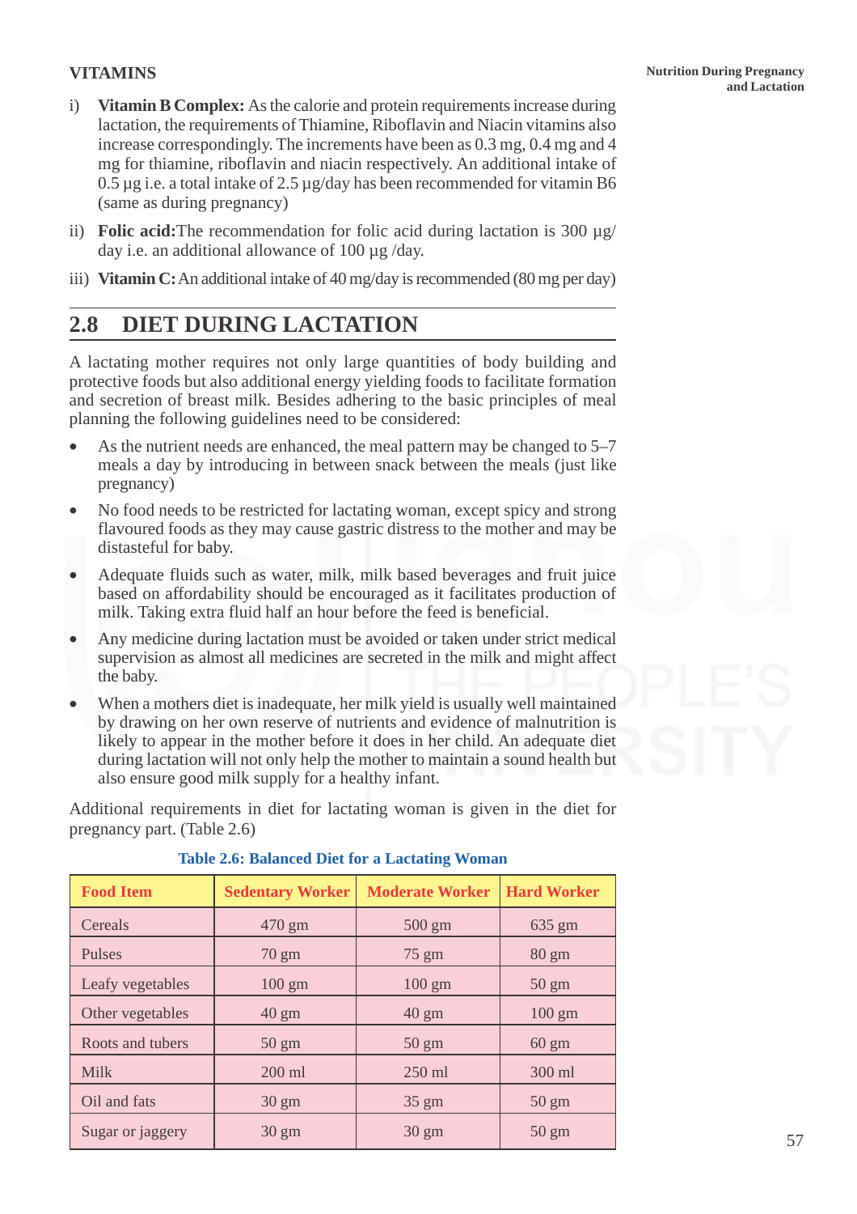## VITAMINS

i) **Vitamin B Complex:** As the calorie and protein requirements increase during lactation, the requirements of Thiamine, Riboflavin and Niacin vitamins also increase correspondingly. The increments have been as 0.3 mg, 0.4 mg and 4 mg for thiamine, riboflavin and niacin respectively. An additional intake of 0.5 µg i.e. a total intake of 2.5 µg/day has been recommended for vitamin B6 (same as during pregnancy)

ii) **Folic acid:** The recommendation for folic acid during lactation is 300 µg/day i.e. an additional allowance of 100 µg /day.

iii) **Vitamin C:** An additional intake of 40 mg/day is recommended (80 mg per day)

## 2.8 DIET DURING LACTATION

A lactating mother requires not only large quantities of body building and protective foods but also additional energy yielding foods to facilitate formation and secretion of breast milk. Besides adhering to the basic principles of meal planning the following guidelines need to be considered:

- As the nutrient needs are enhanced, the meal pattern may be changed to 5–7 meals a day by introducing in between snack between the meals (just like pregnancy)
- No food needs to be restricted for lactating woman, except spicy and strong flavoured foods as they may cause gastric distress to the mother and may be distasteful for baby.
- Adequate fluids such as water, milk, milk based beverages and fruit juice based on affordability should be encouraged as it facilitates production of milk. Taking extra fluid half an hour before the feed is beneficial.
- Any medicine during lactation must be avoided or taken under strict medical supervision as almost all medicines are secreted in the milk and might affect the baby.
- When a mothers diet is inadequate, her milk yield is usually well maintained by drawing on her own reserve of nutrients and evidence of malnutrition is likely to appear in the mother before it does in her child. An adequate diet during lactation will not only help the mother to maintain a sound health but also ensure good milk supply for a healthy infant.

Additional requirements in diet for lactating woman is given in the diet for pregnancy part. (Table 2.6)

**Table 2.6: Balanced Diet for a Lactating Woman**

| Food Item | Sedentary Worker | Moderate Worker | Hard Worker |
|---|---|---|---|
| Cereals | 470 gm | 500 gm | 635 gm |
| Pulses | 70 gm | 75 gm | 80 gm |
| Leafy vegetables | 100 gm | 100 gm | 50 gm |
| Other vegetables | 40 gm | 40 gm | 100 gm |
| Roots and tubers | 50 gm | 50 gm | 60 gm |
| Milk | 200 ml | 250 ml | 300 ml |
| Oil and fats | 30 gm | 35 gm | 50 gm |
| Sugar or jaggery | 30 gm | 30 gm | 50 gm |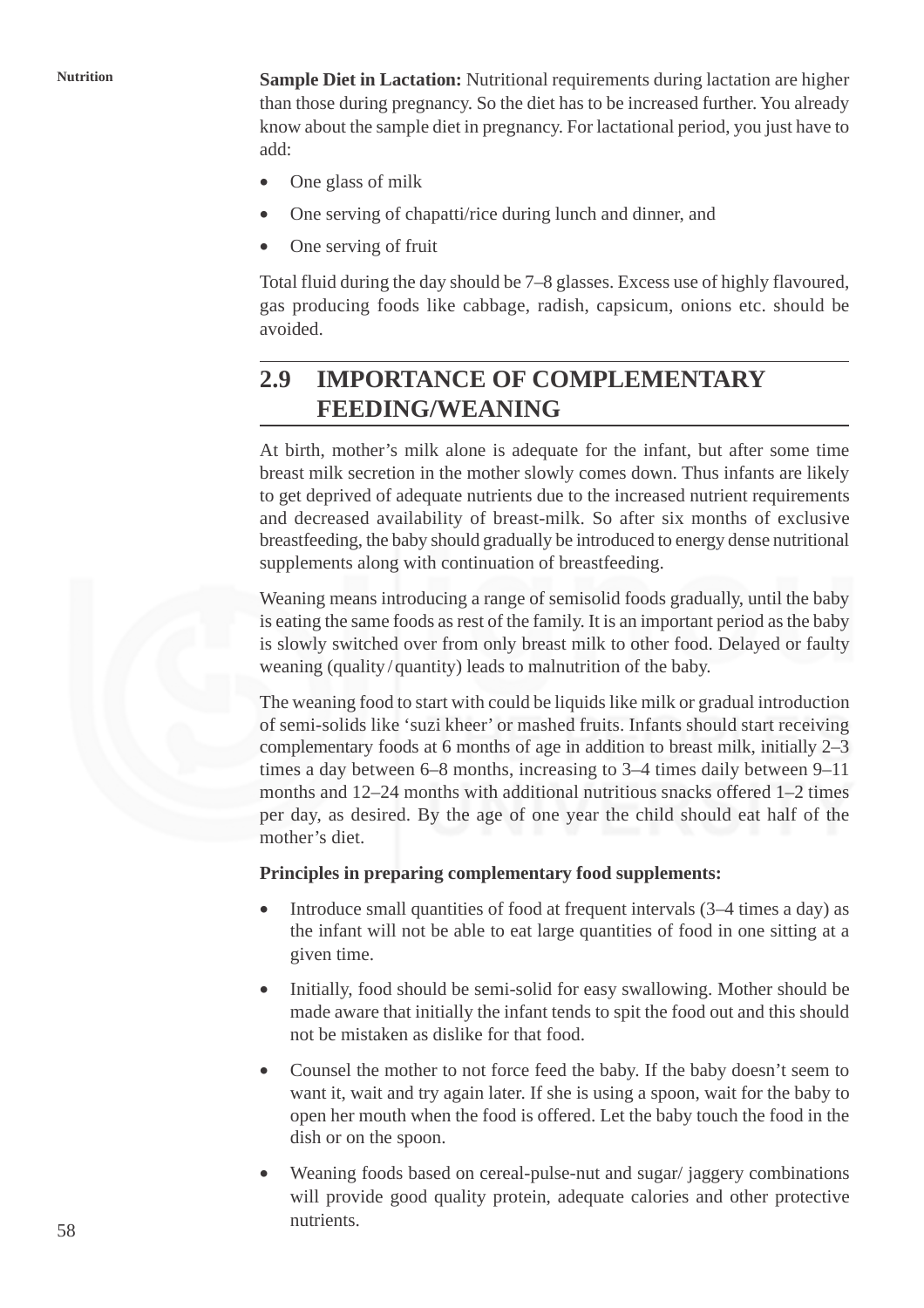**Sample Diet in Lactation:** Nutritional requirements during lactation are higher than those during pregnancy. So the diet has to be increased further. You already know about the sample diet in pregnancy. For lactational period, you just have to add:

- One glass of milk
- One serving of chapatti/rice during lunch and dinner, and
- One serving of fruit

Total fluid during the day should be 7–8 glasses. Excess use of highly flavoured, gas producing foods like cabbage, radish, capsicum, onions etc. should be avoided.

## 2.9 IMPORTANCE OF COMPLEMENTARY FEEDING/WEANING

At birth, mother's milk alone is adequate for the infant, but after some time breast milk secretion in the mother slowly comes down. Thus infants are likely to get deprived of adequate nutrients due to the increased nutrient requirements and decreased availability of breast-milk. So after six months of exclusive breastfeeding, the baby should gradually be introduced to energy dense nutritional supplements along with continuation of breastfeeding.

Weaning means introducing a range of semisolid foods gradually, until the baby is eating the same foods as rest of the family. It is an important period as the baby is slowly switched over from only breast milk to other food. Delayed or faulty weaning (quality / quantity) leads to malnutrition of the baby.

The weaning food to start with could be liquids like milk or gradual introduction of semi-solids like 'suzi kheer' or mashed fruits. Infants should start receiving complementary foods at 6 months of age in addition to breast milk, initially 2–3 times a day between 6–8 months, increasing to 3–4 times daily between 9–11 months and 12–24 months with additional nutritious snacks offered 1–2 times per day, as desired. By the age of one year the child should eat half of the mother's diet.

**Principles in preparing complementary food supplements:**

- Introduce small quantities of food at frequent intervals (3–4 times a day) as the infant will not be able to eat large quantities of food in one sitting at a given time.
- Initially, food should be semi-solid for easy swallowing. Mother should be made aware that initially the infant tends to spit the food out and this should not be mistaken as dislike for that food.
- Counsel the mother to not force feed the baby. If the baby doesn't seem to want it, wait and try again later. If she is using a spoon, wait for the baby to open her mouth when the food is offered. Let the baby touch the food in the dish or on the spoon.
- Weaning foods based on cereal-pulse-nut and sugar/ jaggery combinations will provide good quality protein, adequate calories and other protective nutrients.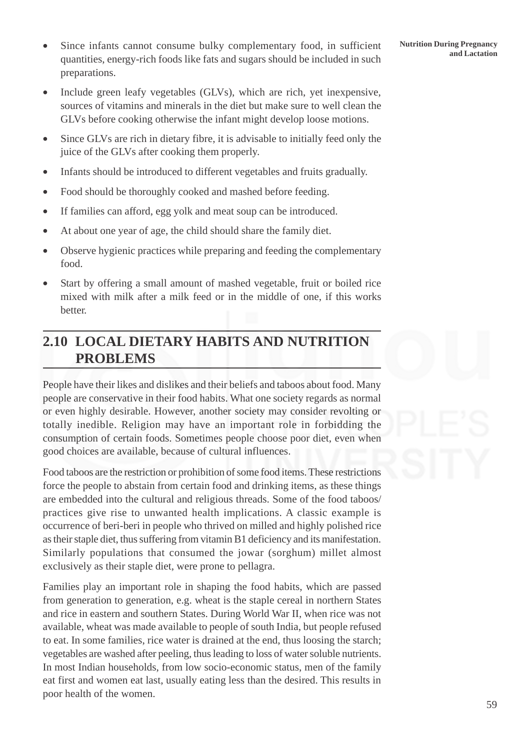- Since infants cannot consume bulky complementary food, in sufficient quantities, energy-rich foods like fats and sugars should be included in such preparations.
- Include green leafy vegetables (GLVs), which are rich, yet inexpensive, sources of vitamins and minerals in the diet but make sure to well clean the GLVs before cooking otherwise the infant might develop loose motions.
- Since GLVs are rich in dietary fibre, it is advisable to initially feed only the juice of the GLVs after cooking them properly.
- Infants should be introduced to different vegetables and fruits gradually.
- Food should be thoroughly cooked and mashed before feeding.
- If families can afford, egg yolk and meat soup can be introduced.
- At about one year of age, the child should share the family diet.
- Observe hygienic practices while preparing and feeding the complementary food.
- Start by offering a small amount of mashed vegetable, fruit or boiled rice mixed with milk after a milk feed or in the middle of one, if this works better.

## 2.10 LOCAL DIETARY HABITS AND NUTRITION PROBLEMS

People have their likes and dislikes and their beliefs and taboos about food. Many people are conservative in their food habits. What one society regards as normal or even highly desirable. However, another society may consider revolting or totally inedible. Religion may have an important role in forbidding the consumption of certain foods. Sometimes people choose poor diet, even when good choices are available, because of cultural influences.

Food taboos are the restriction or prohibition of some food items. These restrictions force the people to abstain from certain food and drinking items, as these things are embedded into the cultural and religious threads. Some of the food taboos/ practices give rise to unwanted health implications. A classic example is occurrence of beri-beri in people who thrived on milled and highly polished rice as their staple diet, thus suffering from vitamin B1 deficiency and its manifestation. Similarly populations that consumed the jowar (sorghum) millet almost exclusively as their staple diet, were prone to pellagra.

Families play an important role in shaping the food habits, which are passed from generation to generation, e.g. wheat is the staple cereal in northern States and rice in eastern and southern States. During World War II, when rice was not available, wheat was made available to people of south India, but people refused to eat. In some families, rice water is drained at the end, thus loosing the starch; vegetables are washed after peeling, thus leading to loss of water soluble nutrients. In most Indian households, from low socio-economic status, men of the family eat first and women eat last, usually eating less than the desired. This results in poor health of the women.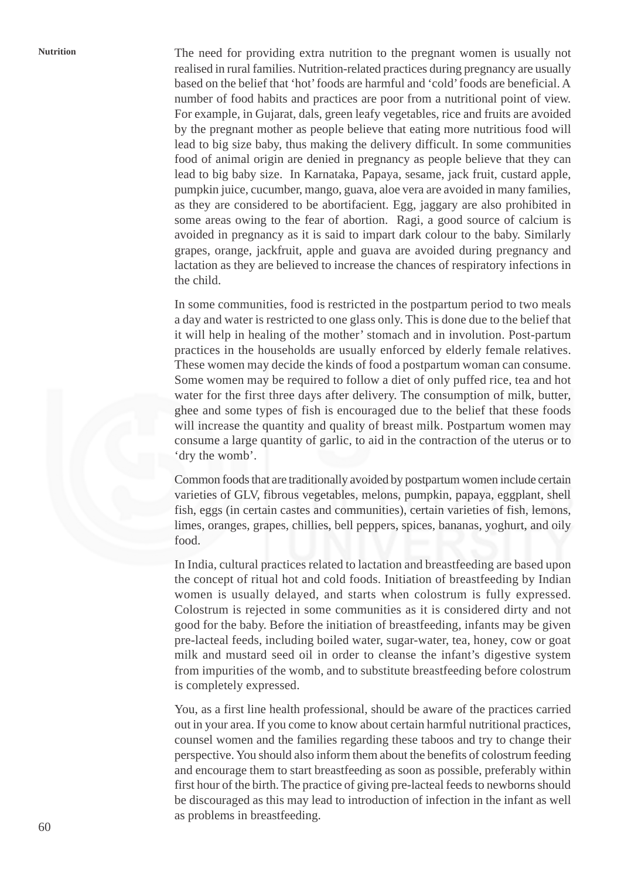The need for providing extra nutrition to the pregnant women is usually not realised in rural families. Nutrition-related practices during pregnancy are usually based on the belief that 'hot' foods are harmful and 'cold' foods are beneficial. A number of food habits and practices are poor from a nutritional point of view. For example, in Gujarat, dals, green leafy vegetables, rice and fruits are avoided by the pregnant mother as people believe that eating more nutritious food will lead to big size baby, thus making the delivery difficult. In some communities food of animal origin are denied in pregnancy as people believe that they can lead to big baby size. In Karnataka, Papaya, sesame, jack fruit, custard apple, pumpkin juice, cucumber, mango, guava, aloe vera are avoided in many families, as they are considered to be abortifacient. Egg, jaggary are also prohibited in some areas owing to the fear of abortion. Ragi, a good source of calcium is avoided in pregnancy as it is said to impart dark colour to the baby. Similarly grapes, orange, jackfruit, apple and guava are avoided during pregnancy and lactation as they are believed to increase the chances of respiratory infections in the child.

In some communities, food is restricted in the postpartum period to two meals a day and water is restricted to one glass only. This is done due to the belief that it will help in healing of the mother' stomach and in involution. Post-partum practices in the households are usually enforced by elderly female relatives. These women may decide the kinds of food a postpartum woman can consume. Some women may be required to follow a diet of only puffed rice, tea and hot water for the first three days after delivery. The consumption of milk, butter, ghee and some types of fish is encouraged due to the belief that these foods will increase the quantity and quality of breast milk. Postpartum women may consume a large quantity of garlic, to aid in the contraction of the uterus or to 'dry the womb'.

Common foods that are traditionally avoided by postpartum women include certain varieties of GLV, fibrous vegetables, melons, pumpkin, papaya, eggplant, shell fish, eggs (in certain castes and communities), certain varieties of fish, lemons, limes, oranges, grapes, chillies, bell peppers, spices, bananas, yoghurt, and oily food.

In India, cultural practices related to lactation and breastfeeding are based upon the concept of ritual hot and cold foods. Initiation of breastfeeding by Indian women is usually delayed, and starts when colostrum is fully expressed. Colostrum is rejected in some communities as it is considered dirty and not good for the baby. Before the initiation of breastfeeding, infants may be given pre-lacteal feeds, including boiled water, sugar-water, tea, honey, cow or goat milk and mustard seed oil in order to cleanse the infant's digestive system from impurities of the womb, and to substitute breastfeeding before colostrum is completely expressed.

You, as a first line health professional, should be aware of the practices carried out in your area. If you come to know about certain harmful nutritional practices, counsel women and the families regarding these taboos and try to change their perspective. You should also inform them about the benefits of colostrum feeding and encourage them to start breastfeeding as soon as possible, preferably within first hour of the birth. The practice of giving pre-lacteal feeds to newborns should be discouraged as this may lead to introduction of infection in the infant as well as problems in breastfeeding.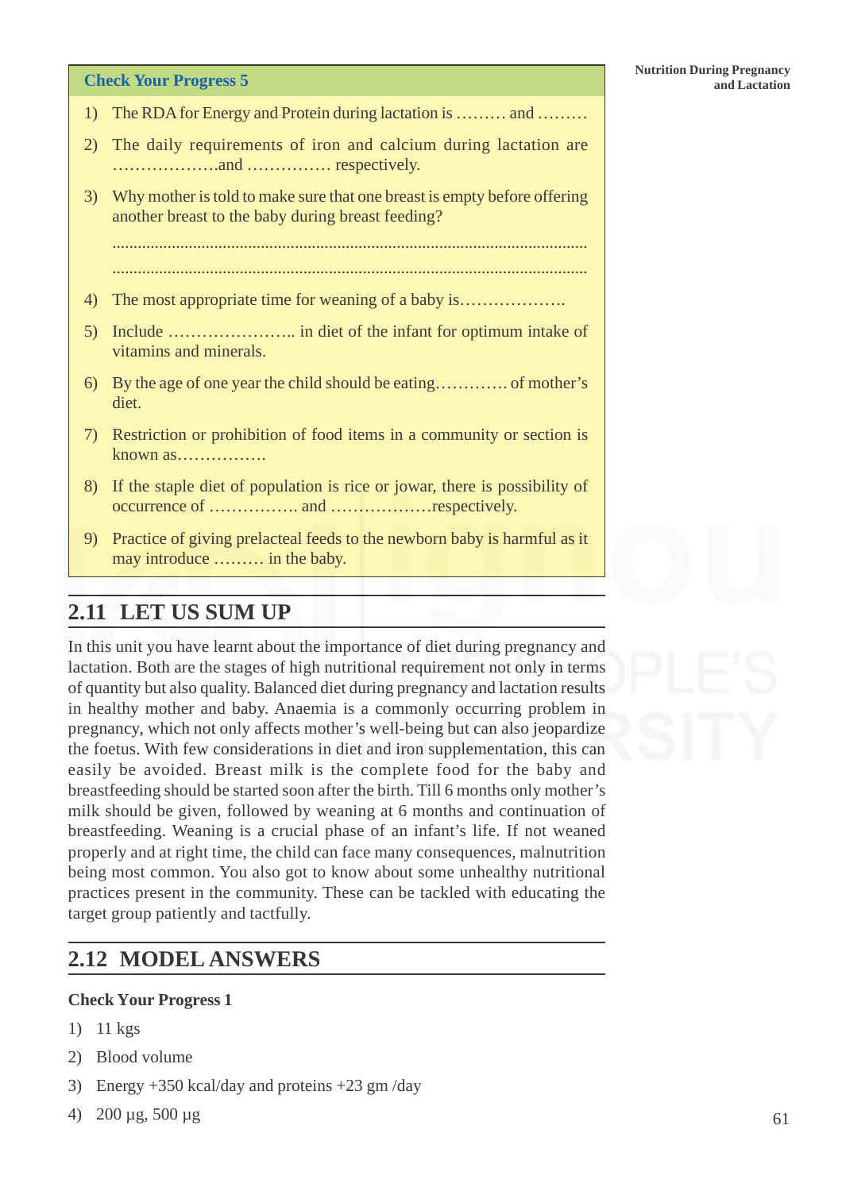**Check Your Progress 5**

1) The RDA for Energy and Protein during lactation is ……… and ………

2) The daily requirements of iron and calcium during lactation are ……………….and …………… respectively.

3) Why mother is told to make sure that one breast is empty before offering another breast to the baby during breast feeding?

   ……………………………………………………………………………………………

   ……………………………………………………………………………………………

4) The most appropriate time for weaning of a baby is……………….

5) Include ………………….. in diet of the infant for optimum intake of vitamins and minerals.

6) By the age of one year the child should be eating………… of mother's diet.

7) Restriction or prohibition of food items in a community or section is known as…………….

8) If the staple diet of population is rice or jowar, there is possibility of occurrence of ……………. and ………………respectively.

9) Practice of giving prelacteal feeds to the newborn baby is harmful as it may introduce ……… in the baby.

## 2.11 LET US SUM UP

In this unit you have learnt about the importance of diet during pregnancy and lactation. Both are the stages of high nutritional requirement not only in terms of quantity but also quality. Balanced diet during pregnancy and lactation results in healthy mother and baby. Anaemia is a commonly occurring problem in pregnancy, which not only affects mother's well-being but can also jeopardize the foetus. With few considerations in diet and iron supplementation, this can easily be avoided. Breast milk is the complete food for the baby and breastfeeding should be started soon after the birth. Till 6 months only mother's milk should be given, followed by weaning at 6 months and continuation of breastfeeding. Weaning is a crucial phase of an infant's life. If not weaned properly and at right time, the child can face many consequences, malnutrition being most common. You also got to know about some unhealthy nutritional practices present in the community. These can be tackled with educating the target group patiently and tactfully.

## 2.12 MODEL ANSWERS

**Check Your Progress 1**

1) 11 kgs

2) Blood volume

3) Energy +350 kcal/day and proteins +23 gm /day

4) 200 µg, 500 µg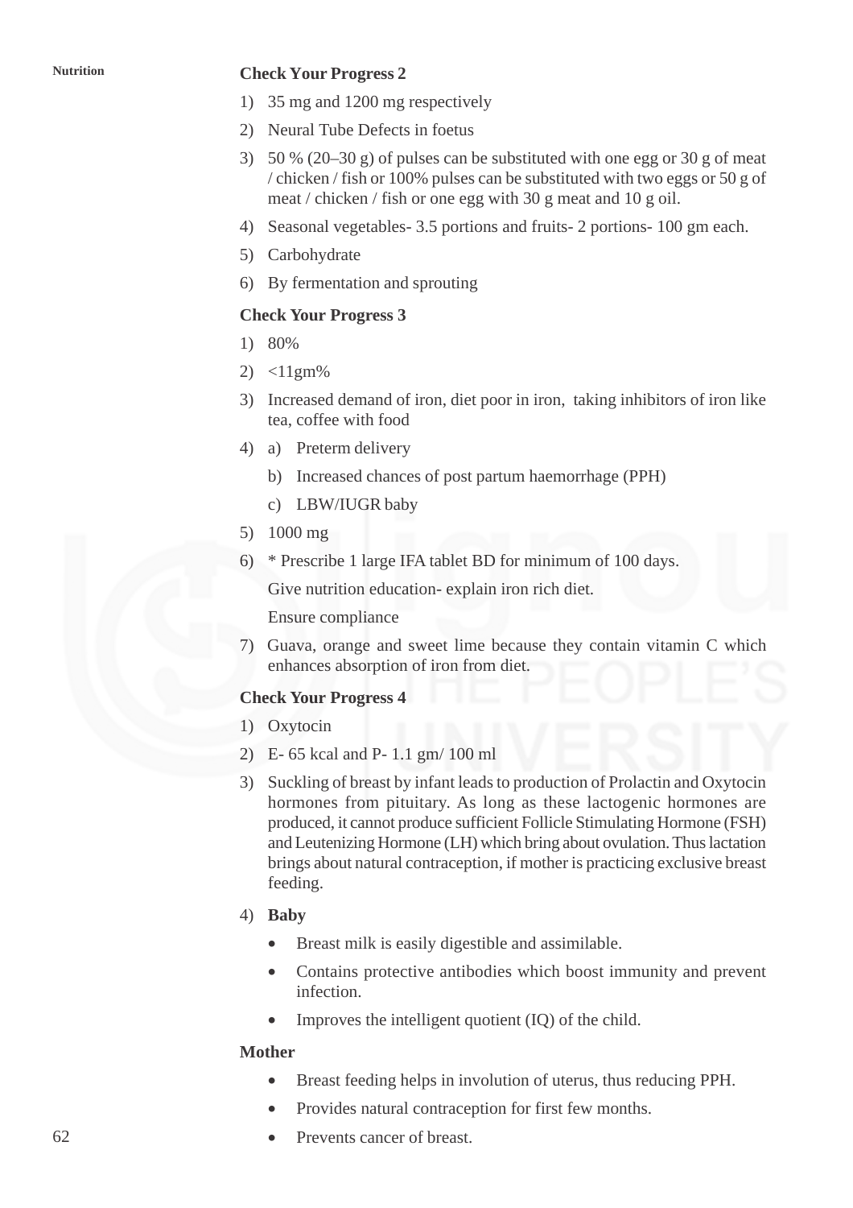### Check Your Progress 2

1) 35 mg and 1200 mg respectively
2) Neural Tube Defects in foetus
3) 50 % (20–30 g) of pulses can be substituted with one egg or 30 g of meat / chicken / fish or 100% pulses can be substituted with two eggs or 50 g of meat / chicken / fish or one egg with 30 g meat and 10 g oil.
4) Seasonal vegetables- 3.5 portions and fruits- 2 portions- 100 gm each.
5) Carbohydrate
6) By fermentation and sprouting

### Check Your Progress 3

1) 80%
2) <11gm%
3) Increased demand of iron, diet poor in iron, taking inhibitors of iron like tea, coffee with food
4) a) Preterm delivery

   b) Increased chances of post partum haemorrhage (PPH)

   c) LBW/IUGR baby
5) 1000 mg
6) * Prescribe 1 large IFA tablet BD for minimum of 100 days.

   Give nutrition education- explain iron rich diet.

   Ensure compliance
7) Guava, orange and sweet lime because they contain vitamin C which enhances absorption of iron from diet.

### Check Your Progress 4

1) Oxytocin
2) E- 65 kcal and P- 1.1 gm/ 100 ml
3) Suckling of breast by infant leads to production of Prolactin and Oxytocin hormones from pituitary. As long as these lactogenic hormones are produced, it cannot produce sufficient Follicle Stimulating Hormone (FSH) and Leutenizing Hormone (LH) which bring about ovulation. Thus lactation brings about natural contraception, if mother is practicing exclusive breast feeding.
4) **Baby**
   - Breast milk is easily digestible and assimilable.
   - Contains protective antibodies which boost immunity and prevent infection.
   - Improves the intelligent quotient (IQ) of the child.

**Mother**

- Breast feeding helps in involution of uterus, thus reducing PPH.
- Provides natural contraception for first few months.
- Prevents cancer of breast.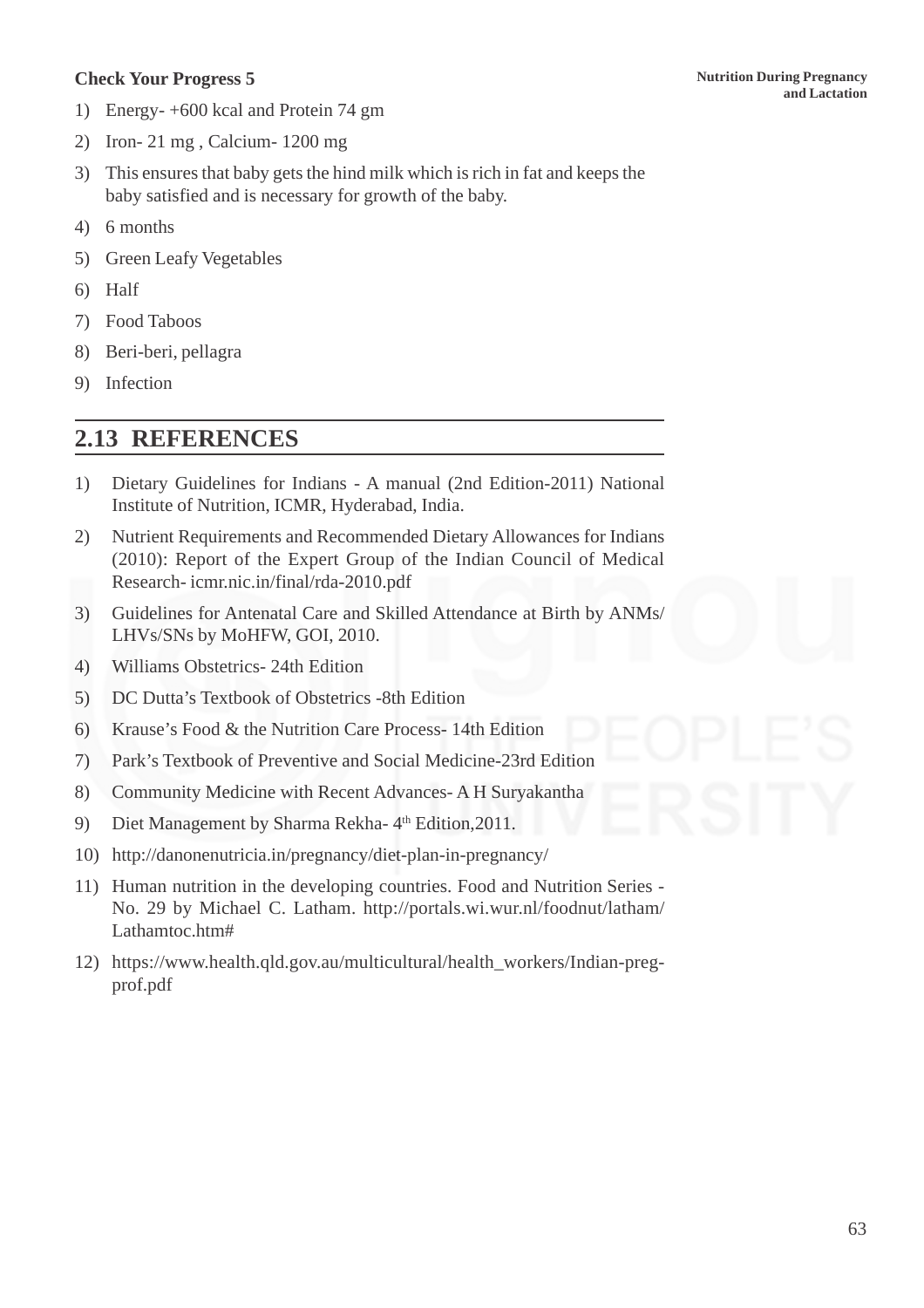**Check Your Progress 5**

1) Energy- +600 kcal and Protein 74 gm
2) Iron- 21 mg , Calcium- 1200 mg
3) This ensures that baby gets the hind milk which is rich in fat and keeps the baby satisfied and is necessary for growth of the baby.
4) 6 months
5) Green Leafy Vegetables
6) Half
7) Food Taboos
8) Beri-beri, pellagra
9) Infection

## 2.13 REFERENCES

1) Dietary Guidelines for Indians - A manual (2nd Edition-2011) National Institute of Nutrition, ICMR, Hyderabad, India.
2) Nutrient Requirements and Recommended Dietary Allowances for Indians (2010): Report of the Expert Group of the Indian Council of Medical Research- icmr.nic.in/final/rda-2010.pdf
3) Guidelines for Antenatal Care and Skilled Attendance at Birth by ANMs/ LHVs/SNs by MoHFW, GOI, 2010.
4) Williams Obstetrics- 24th Edition
5) DC Dutta's Textbook of Obstetrics -8th Edition
6) Krause's Food & the Nutrition Care Process- 14th Edition
7) Park's Textbook of Preventive and Social Medicine-23rd Edition
8) Community Medicine with Recent Advances- A H Suryakantha
9) Diet Management by Sharma Rekha- 4th Edition,2011.
10) http://danonenutricia.in/pregnancy/diet-plan-in-pregnancy/
11) Human nutrition in the developing countries. Food and Nutrition Series - No. 29 by Michael C. Latham. http://portals.wi.wur.nl/foodnut/latham/Lathamtoc.htm#
12) https://www.health.qld.gov.au/multicultural/health_workers/Indian-preg-prof.pdf